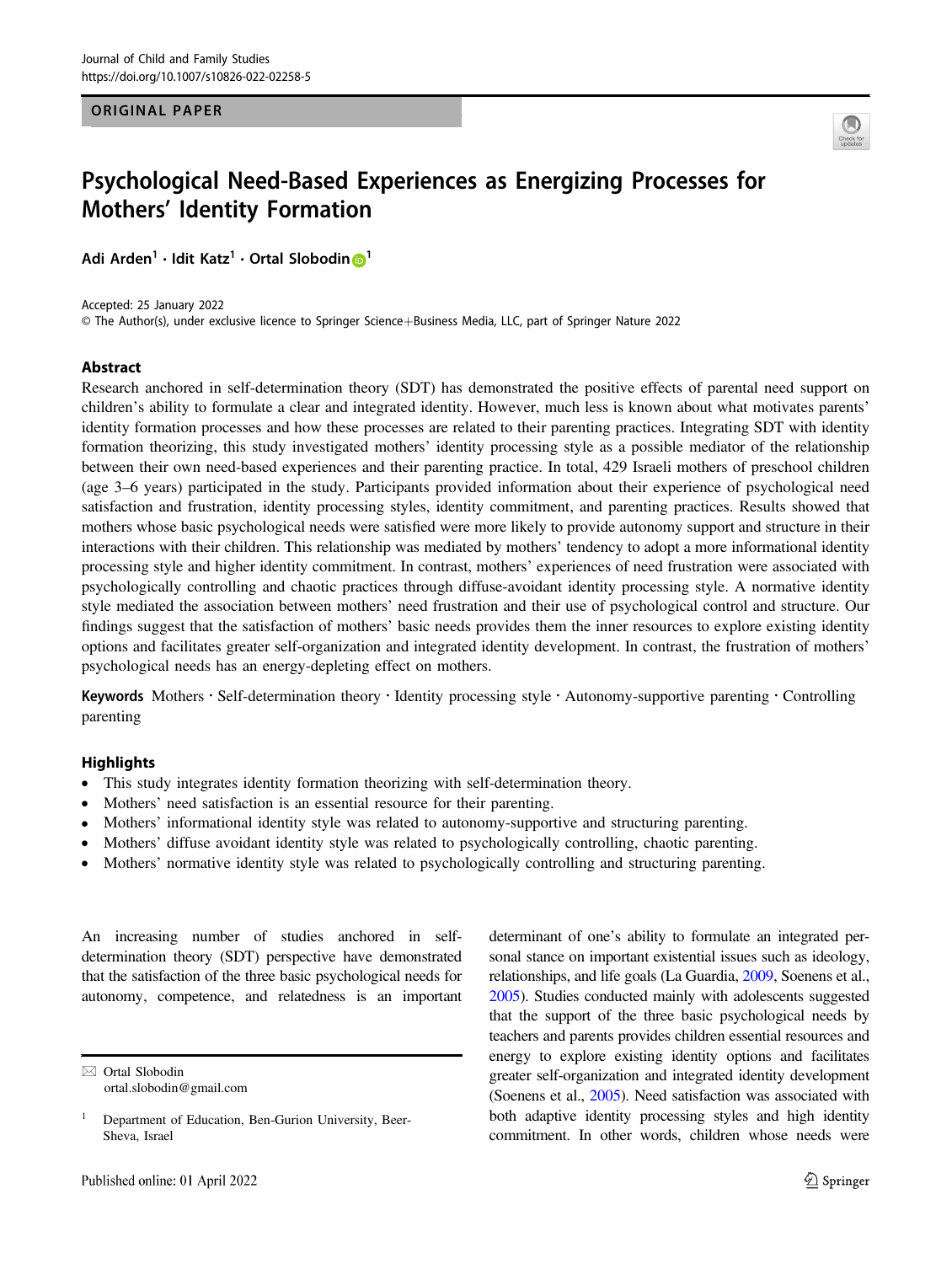ORIGINAL PAPER

# Psychological Need-Based Experiences as Energizing Processes for Mothers' Identity Formation

Adi Arden[1] · Idit Katz[1] · Ortal Slobodin[1]

Accepted: 25 January 2022
© The Author(s), under exclusive licence to Springer Science+Business Media, LLC, part of Springer Nature 2022

## Abstract

Research anchored in self-determination theory (SDT) has demonstrated the positive effects of parental need support on children's ability to formulate a clear and integrated identity. However, much less is known about what motivates parents' identity formation processes and how these processes are related to their parenting practices. Integrating SDT with identity formation theorizing, this study investigated mothers' identity processing style as a possible mediator of the relationship between their own need-based experiences and their parenting practice. In total, 429 Israeli mothers of preschool children (age 3–6 years) participated in the study. Participants provided information about their experience of psychological need satisfaction and frustration, identity processing styles, identity commitment, and parenting practices. Results showed that mothers whose basic psychological needs were satisfied were more likely to provide autonomy support and structure in their interactions with their children. This relationship was mediated by mothers' tendency to adopt a more informational identity processing style and higher identity commitment. In contrast, mothers' experiences of need frustration were associated with psychologically controlling and chaotic practices through diffuse-avoidant identity processing style. A normative identity style mediated the association between mothers' need frustration and their use of psychological control and structure. Our findings suggest that the satisfaction of mothers' basic needs provides them the inner resources to explore existing identity options and facilitates greater self-organization and integrated identity development. In contrast, the frustration of mothers' psychological needs has an energy-depleting effect on mothers.

**Keywords** Mothers · Self-determination theory · Identity processing style · Autonomy-supportive parenting · Controlling parenting

## Highlights

- This study integrates identity formation theorizing with self-determination theory.
- Mothers' need satisfaction is an essential resource for their parenting.
- Mothers' informational identity style was related to autonomy-supportive and structuring parenting.
- Mothers' diffuse avoidant identity style was related to psychologically controlling, chaotic parenting.
- Mothers' normative identity style was related to psychologically controlling and structuring parenting.

An increasing number of studies anchored in self-determination theory (SDT) perspective have demonstrated that the satisfaction of the three basic psychological needs for autonomy, competence, and relatedness is an important determinant of one's ability to formulate an integrated personal stance on important existential issues such as ideology, relationships, and life goals (La Guardia, 2009, Soenens et al., 2005). Studies conducted mainly with adolescents suggested that the support of the three basic psychological needs by teachers and parents provides children essential resources and energy to explore existing identity options and facilitates greater self-organization and integrated identity development (Soenens et al., 2005). Need satisfaction was associated with both adaptive identity processing styles and high identity commitment. In other words, children whose needs were

✉ Ortal Slobodin
ortal.slobodin@gmail.com

[1] Department of Education, Ben-Gurion University, Beer-Sheva, Israel

Published online: 01 April 2022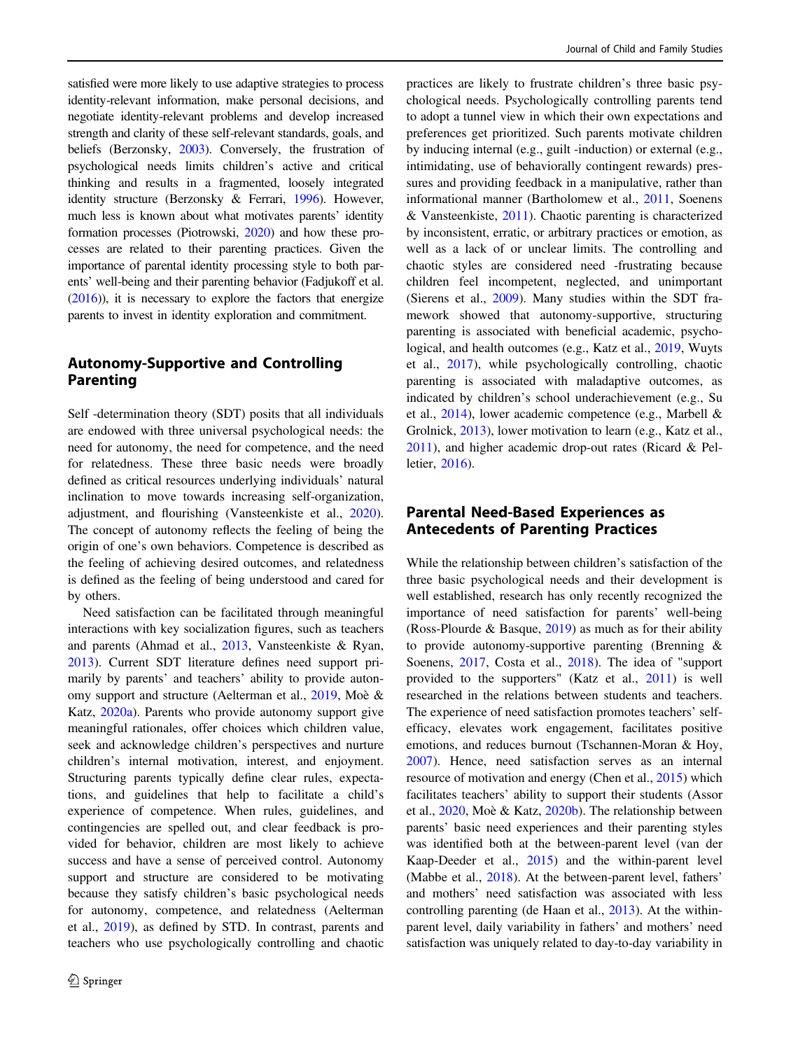satisfied were more likely to use adaptive strategies to process identity-relevant information, make personal decisions, and negotiate identity-relevant problems and develop increased strength and clarity of these self-relevant standards, goals, and beliefs (Berzonsky, 2003). Conversely, the frustration of psychological needs limits children's active and critical thinking and results in a fragmented, loosely integrated identity structure (Berzonsky & Ferrari, 1996). However, much less is known about what motivates parents' identity formation processes (Piotrowski, 2020) and how these processes are related to their parenting practices. Given the importance of parental identity processing style to both parents' well-being and their parenting behavior (Fadjukoff et al. (2016)), it is necessary to explore the factors that energize parents to invest in identity exploration and commitment.

## Autonomy-Supportive and Controlling Parenting

Self -determination theory (SDT) posits that all individuals are endowed with three universal psychological needs: the need for autonomy, the need for competence, and the need for relatedness. These three basic needs were broadly defined as critical resources underlying individuals' natural inclination to move towards increasing self-organization, adjustment, and flourishing (Vansteenkiste et al., 2020). The concept of autonomy reflects the feeling of being the origin of one's own behaviors. Competence is described as the feeling of achieving desired outcomes, and relatedness is defined as the feeling of being understood and cared for by others.

Need satisfaction can be facilitated through meaningful interactions with key socialization figures, such as teachers and parents (Ahmad et al., 2013, Vansteenkiste & Ryan, 2013). Current SDT literature defines need support primarily by parents' and teachers' ability to provide autonomy support and structure (Aelterman et al., 2019, Moè & Katz, 2020a). Parents who provide autonomy support give meaningful rationales, offer choices which children value, seek and acknowledge children's perspectives and nurture children's internal motivation, interest, and enjoyment. Structuring parents typically define clear rules, expectations, and guidelines that help to facilitate a child's experience of competence. When rules, guidelines, and contingencies are spelled out, and clear feedback is provided for behavior, children are most likely to achieve success and have a sense of perceived control. Autonomy support and structure are considered to be motivating because they satisfy children's basic psychological needs for autonomy, competence, and relatedness (Aelterman et al., 2019), as defined by STD. In contrast, parents and teachers who use psychologically controlling and chaotic practices are likely to frustrate children's three basic psychological needs. Psychologically controlling parents tend to adopt a tunnel view in which their own expectations and preferences get prioritized. Such parents motivate children by inducing internal (e.g., guilt -induction) or external (e.g., intimidating, use of behaviorally contingent rewards) pressures and providing feedback in a manipulative, rather than informational manner (Bartholomew et al., 2011, Soenens & Vansteenkiste, 2011). Chaotic parenting is characterized by inconsistent, erratic, or arbitrary practices or emotion, as well as a lack of or unclear limits. The controlling and chaotic styles are considered need -frustrating because children feel incompetent, neglected, and unimportant (Sierens et al., 2009). Many studies within the SDT framework showed that autonomy-supportive, structuring parenting is associated with beneficial academic, psychological, and health outcomes (e.g., Katz et al., 2019, Wuyts et al., 2017), while psychologically controlling, chaotic parenting is associated with maladaptive outcomes, as indicated by children's school underachievement (e.g., Su et al., 2014), lower academic competence (e.g., Marbell & Grolnick, 2013), lower motivation to learn (e.g., Katz et al., 2011), and higher academic drop-out rates (Ricard & Pelletier, 2016).

## Parental Need-Based Experiences as Antecedents of Parenting Practices

While the relationship between children's satisfaction of the three basic psychological needs and their development is well established, research has only recently recognized the importance of need satisfaction for parents' well-being (Ross-Plourde & Basque, 2019) as much as for their ability to provide autonomy-supportive parenting (Brenning & Soenens, 2017, Costa et al., 2018). The idea of "support provided to the supporters" (Katz et al., 2011) is well researched in the relations between students and teachers. The experience of need satisfaction promotes teachers' self-efficacy, elevates work engagement, facilitates positive emotions, and reduces burnout (Tschannen-Moran & Hoy, 2007). Hence, need satisfaction serves as an internal resource of motivation and energy (Chen et al., 2015) which facilitates teachers' ability to support their students (Assor et al., 2020, Moè & Katz, 2020b). The relationship between parents' basic need experiences and their parenting styles was identified both at the between-parent level (van der Kaap-Deeder et al., 2015) and the within-parent level (Mabbe et al., 2018). At the between-parent level, fathers' and mothers' need satisfaction was associated with less controlling parenting (de Haan et al., 2013). At the within-parent level, daily variability in fathers' and mothers' need satisfaction was uniquely related to day-to-day variability in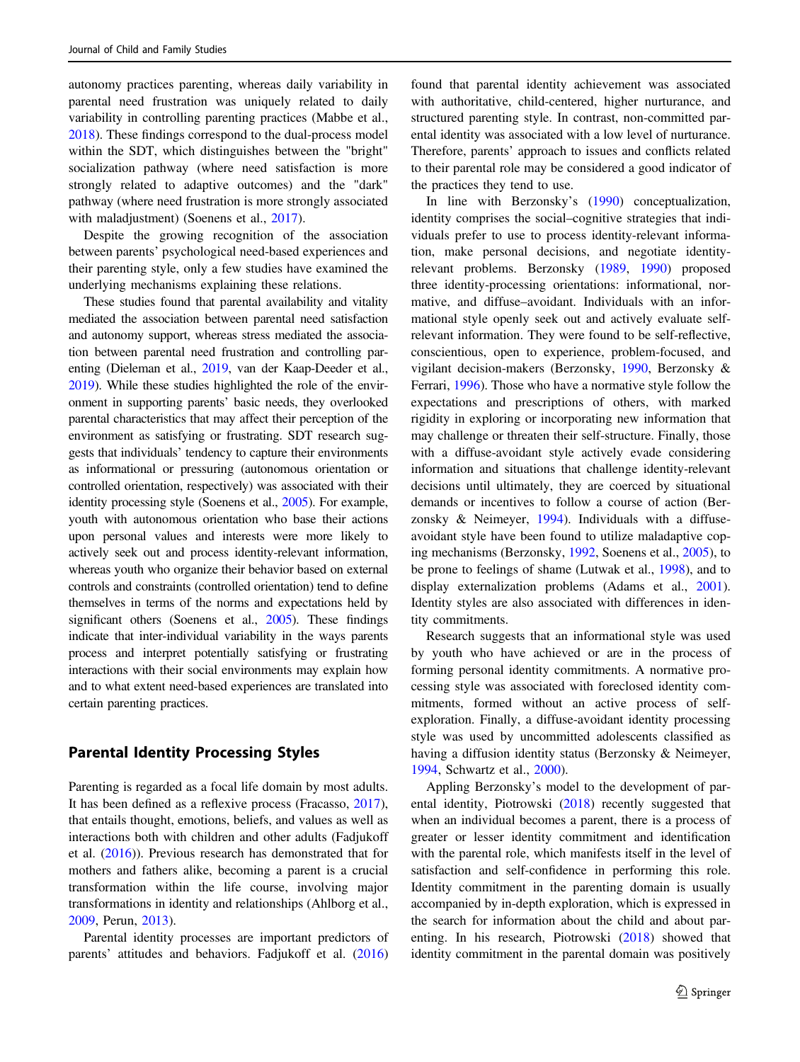autonomy practices parenting, whereas daily variability in parental need frustration was uniquely related to daily variability in controlling parenting practices (Mabbe et al., 2018). These findings correspond to the dual-process model within the SDT, which distinguishes between the "bright" socialization pathway (where need satisfaction is more strongly related to adaptive outcomes) and the "dark" pathway (where need frustration is more strongly associated with maladjustment) (Soenens et al., 2017).

Despite the growing recognition of the association between parents' psychological need-based experiences and their parenting style, only a few studies have examined the underlying mechanisms explaining these relations.

These studies found that parental availability and vitality mediated the association between parental need satisfaction and autonomy support, whereas stress mediated the association between parental need frustration and controlling parenting (Dieleman et al., 2019, van der Kaap-Deeder et al., 2019). While these studies highlighted the role of the environment in supporting parents' basic needs, they overlooked parental characteristics that may affect their perception of the environment as satisfying or frustrating. SDT research suggests that individuals' tendency to capture their environments as informational or pressuring (autonomous orientation or controlled orientation, respectively) was associated with their identity processing style (Soenens et al., 2005). For example, youth with autonomous orientation who base their actions upon personal values and interests were more likely to actively seek out and process identity-relevant information, whereas youth who organize their behavior based on external controls and constraints (controlled orientation) tend to define themselves in terms of the norms and expectations held by significant others (Soenens et al., 2005). These findings indicate that inter-individual variability in the ways parents process and interpret potentially satisfying or frustrating interactions with their social environments may explain how and to what extent need-based experiences are translated into certain parenting practices.

## Parental Identity Processing Styles

Parenting is regarded as a focal life domain by most adults. It has been defined as a reflexive process (Fracasso, 2017), that entails thought, emotions, beliefs, and values as well as interactions both with children and other adults (Fadjukoff et al. (2016)). Previous research has demonstrated that for mothers and fathers alike, becoming a parent is a crucial transformation within the life course, involving major transformations in identity and relationships (Ahlborg et al., 2009, Perun, 2013).

Parental identity processes are important predictors of parents' attitudes and behaviors. Fadjukoff et al. (2016) found that parental identity achievement was associated with authoritative, child-centered, higher nurturance, and structured parenting style. In contrast, non-committed parental identity was associated with a low level of nurturance. Therefore, parents' approach to issues and conflicts related to their parental role may be considered a good indicator of the practices they tend to use.

In line with Berzonsky's (1990) conceptualization, identity comprises the social–cognitive strategies that individuals prefer to use to process identity-relevant information, make personal decisions, and negotiate identity-relevant problems. Berzonsky (1989, 1990) proposed three identity-processing orientations: informational, normative, and diffuse–avoidant. Individuals with an informational style openly seek out and actively evaluate self-relevant information. They were found to be self-reflective, conscientious, open to experience, problem-focused, and vigilant decision-makers (Berzonsky, 1990, Berzonsky & Ferrari, 1996). Those who have a normative style follow the expectations and prescriptions of others, with marked rigidity in exploring or incorporating new information that may challenge or threaten their self-structure. Finally, those with a diffuse-avoidant style actively evade considering information and situations that challenge identity-relevant decisions until ultimately, they are coerced by situational demands or incentives to follow a course of action (Berzonsky & Neimeyer, 1994). Individuals with a diffuse-avoidant style have been found to utilize maladaptive coping mechanisms (Berzonsky, 1992, Soenens et al., 2005), to be prone to feelings of shame (Lutwak et al., 1998), and to display externalization problems (Adams et al., 2001). Identity styles are also associated with differences in identity commitments.

Research suggests that an informational style was used by youth who have achieved or are in the process of forming personal identity commitments. A normative processing style was associated with foreclosed identity commitments, formed without an active process of self-exploration. Finally, a diffuse-avoidant identity processing style was used by uncommitted adolescents classified as having a diffusion identity status (Berzonsky & Neimeyer, 1994, Schwartz et al., 2000).

Appling Berzonsky's model to the development of parental identity, Piotrowski (2018) recently suggested that when an individual becomes a parent, there is a process of greater or lesser identity commitment and identification with the parental role, which manifests itself in the level of satisfaction and self-confidence in performing this role. Identity commitment in the parenting domain is usually accompanied by in-depth exploration, which is expressed in the search for information about the child and about parenting. In his research, Piotrowski (2018) showed that identity commitment in the parental domain was positively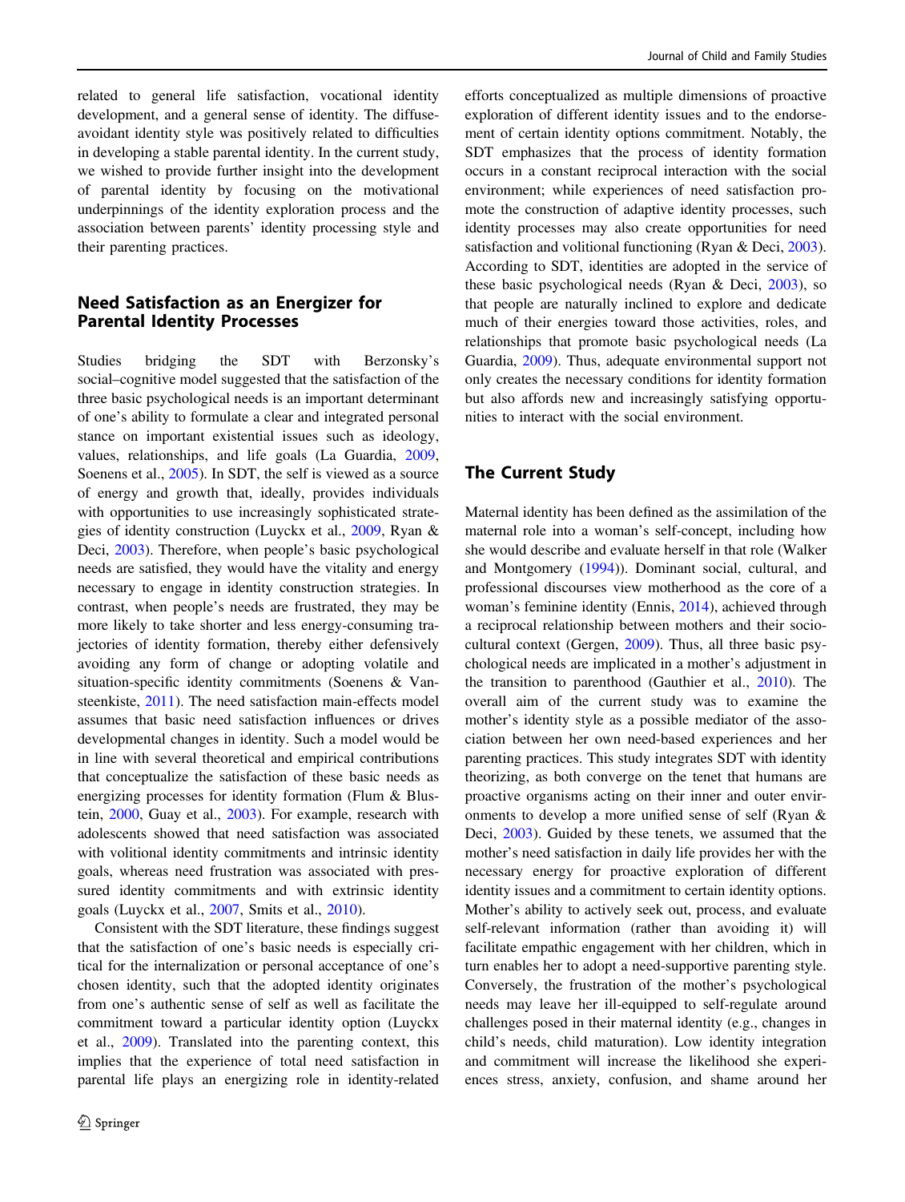related to general life satisfaction, vocational identity development, and a general sense of identity. The diffuse-avoidant identity style was positively related to difficulties in developing a stable parental identity. In the current study, we wished to provide further insight into the development of parental identity by focusing on the motivational underpinnings of the identity exploration process and the association between parents' identity processing style and their parenting practices.

## Need Satisfaction as an Energizer for Parental Identity Processes

Studies bridging the SDT with Berzonsky's social–cognitive model suggested that the satisfaction of the three basic psychological needs is an important determinant of one's ability to formulate a clear and integrated personal stance on important existential issues such as ideology, values, relationships, and life goals (La Guardia, 2009, Soenens et al., 2005). In SDT, the self is viewed as a source of energy and growth that, ideally, provides individuals with opportunities to use increasingly sophisticated strategies of identity construction (Luyckx et al., 2009, Ryan & Deci, 2003). Therefore, when people's basic psychological needs are satisfied, they would have the vitality and energy necessary to engage in identity construction strategies. In contrast, when people's needs are frustrated, they may be more likely to take shorter and less energy-consuming trajectories of identity formation, thereby either defensively avoiding any form of change or adopting volatile and situation-specific identity commitments (Soenens & Vansteenkiste, 2011). The need satisfaction main-effects model assumes that basic need satisfaction influences or drives developmental changes in identity. Such a model would be in line with several theoretical and empirical contributions that conceptualize the satisfaction of these basic needs as energizing processes for identity formation (Flum & Blustein, 2000, Guay et al., 2003). For example, research with adolescents showed that need satisfaction was associated with volitional identity commitments and intrinsic identity goals, whereas need frustration was associated with pressured identity commitments and with extrinsic identity goals (Luyckx et al., 2007, Smits et al., 2010).

Consistent with the SDT literature, these findings suggest that the satisfaction of one's basic needs is especially critical for the internalization or personal acceptance of one's chosen identity, such that the adopted identity originates from one's authentic sense of self as well as facilitate the commitment toward a particular identity option (Luyckx et al., 2009). Translated into the parenting context, this implies that the experience of total need satisfaction in parental life plays an energizing role in identity-related efforts conceptualized as multiple dimensions of proactive exploration of different identity issues and to the endorsement of certain identity options commitment. Notably, the SDT emphasizes that the process of identity formation occurs in a constant reciprocal interaction with the social environment; while experiences of need satisfaction promote the construction of adaptive identity processes, such identity processes may also create opportunities for need satisfaction and volitional functioning (Ryan & Deci, 2003). According to SDT, identities are adopted in the service of these basic psychological needs (Ryan & Deci, 2003), so that people are naturally inclined to explore and dedicate much of their energies toward those activities, roles, and relationships that promote basic psychological needs (La Guardia, 2009). Thus, adequate environmental support not only creates the necessary conditions for identity formation but also affords new and increasingly satisfying opportunities to interact with the social environment.

## The Current Study

Maternal identity has been defined as the assimilation of the maternal role into a woman's self-concept, including how she would describe and evaluate herself in that role (Walker and Montgomery (1994)). Dominant social, cultural, and professional discourses view motherhood as the core of a woman's feminine identity (Ennis, 2014), achieved through a reciprocal relationship between mothers and their sociocultural context (Gergen, 2009). Thus, all three basic psychological needs are implicated in a mother's adjustment in the transition to parenthood (Gauthier et al., 2010). The overall aim of the current study was to examine the mother's identity style as a possible mediator of the association between her own need-based experiences and her parenting practices. This study integrates SDT with identity theorizing, as both converge on the tenet that humans are proactive organisms acting on their inner and outer environments to develop a more unified sense of self (Ryan & Deci, 2003). Guided by these tenets, we assumed that the mother's need satisfaction in daily life provides her with the necessary energy for proactive exploration of different identity issues and a commitment to certain identity options. Mother's ability to actively seek out, process, and evaluate self-relevant information (rather than avoiding it) will facilitate empathic engagement with her children, which in turn enables her to adopt a need-supportive parenting style. Conversely, the frustration of the mother's psychological needs may leave her ill-equipped to self-regulate around challenges posed in their maternal identity (e.g., changes in child's needs, child maturation). Low identity integration and commitment will increase the likelihood she experiences stress, anxiety, confusion, and shame around her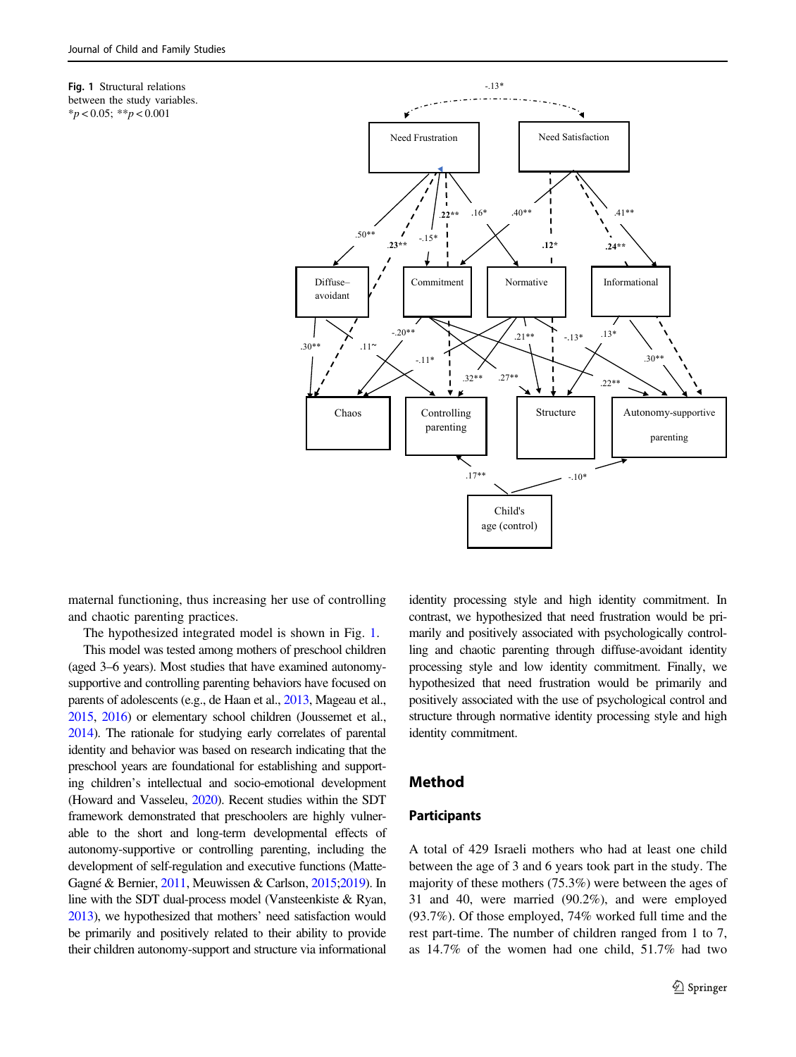**Fig. 1** Structural relations between the study variables. \*$p < 0.05$; \*\*$p < 0.001$

maternal functioning, thus increasing her use of controlling and chaotic parenting practices.

The hypothesized integrated model is shown in Fig. 1.

This model was tested among mothers of preschool children (aged 3–6 years). Most studies that have examined autonomy-supportive and controlling parenting behaviors have focused on parents of adolescents (e.g., de Haan et al., 2013, Mageau et al., 2015, 2016) or elementary school children (Joussemet et al., 2014). The rationale for studying early correlates of parental identity and behavior was based on research indicating that the preschool years are foundational for establishing and supporting children's intellectual and socio-emotional development (Howard and Vasseleu, 2020). Recent studies within the SDT framework demonstrated that preschoolers are highly vulnerable to the short and long-term developmental effects of autonomy-supportive or controlling parenting, including the development of self-regulation and executive functions (Matte-Gagné & Bernier, 2011, Meuwissen & Carlson, 2015;2019). In line with the SDT dual-process model (Vansteenkiste & Ryan, 2013), we hypothesized that mothers' need satisfaction would be primarily and positively related to their ability to provide their children autonomy-support and structure via informational identity processing style and high identity commitment. In contrast, we hypothesized that need frustration would be primarily and positively associated with psychologically controlling and chaotic parenting through diffuse-avoidant identity processing style and low identity commitment. Finally, we hypothesized that need frustration would be primarily and positively associated with the use of psychological control and structure through normative identity processing style and high identity commitment.

## Method

### Participants

A total of 429 Israeli mothers who had at least one child between the age of 3 and 6 years took part in the study. The majority of these mothers (75.3%) were between the ages of 31 and 40, were married (90.2%), and were employed (93.7%). Of those employed, 74% worked full time and the rest part-time. The number of children ranged from 1 to 7, as 14.7% of the women had one child, 51.7% had two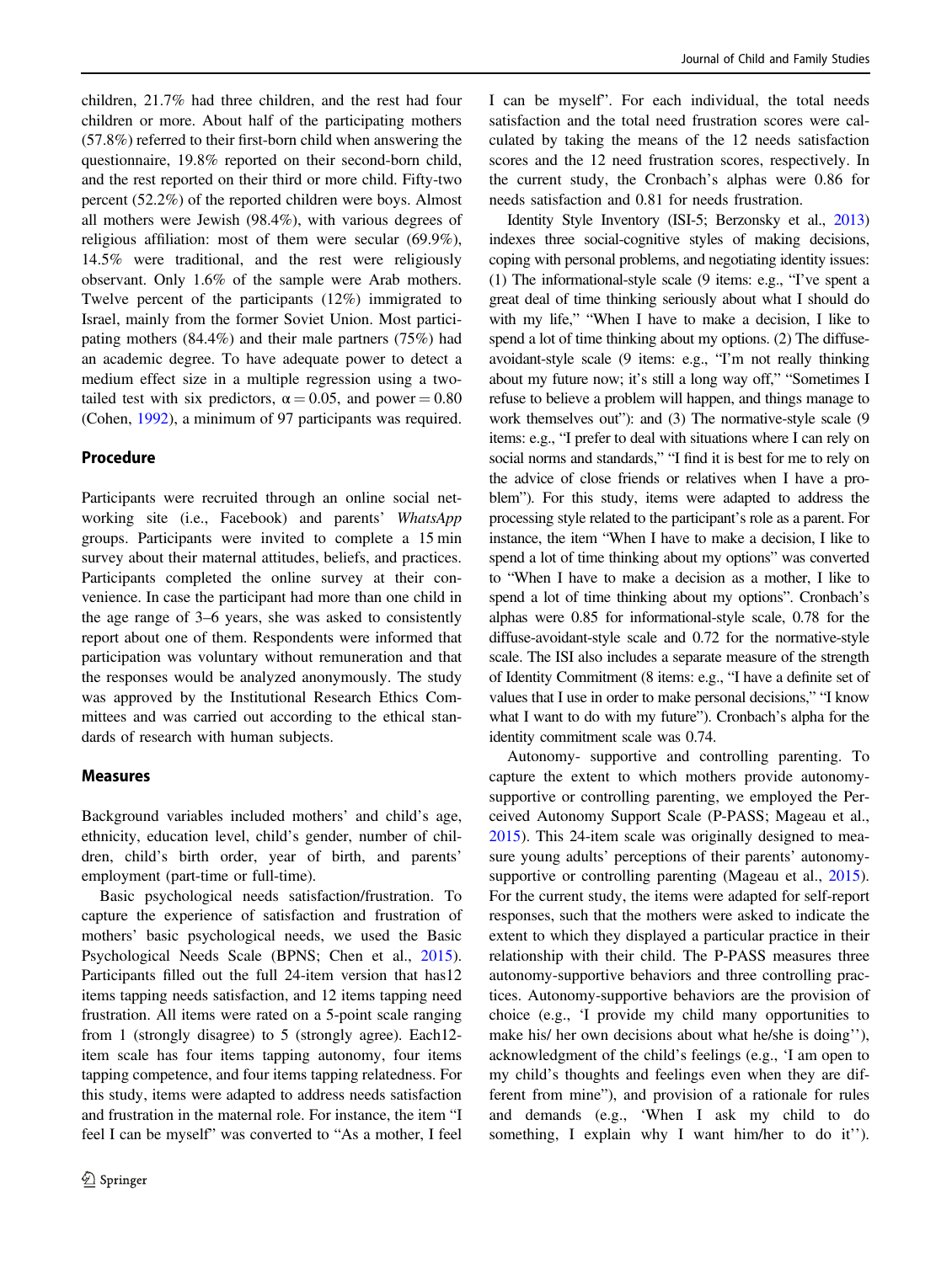children, 21.7% had three children, and the rest had four children or more. About half of the participating mothers (57.8%) referred to their first-born child when answering the questionnaire, 19.8% reported on their second-born child, and the rest reported on their third or more child. Fifty-two percent (52.2%) of the reported children were boys. Almost all mothers were Jewish (98.4%), with various degrees of religious affiliation: most of them were secular (69.9%), 14.5% were traditional, and the rest were religiously observant. Only 1.6% of the sample were Arab mothers. Twelve percent of the participants (12%) immigrated to Israel, mainly from the former Soviet Union. Most participating mothers (84.4%) and their male partners (75%) had an academic degree. To have adequate power to detect a medium effect size in a multiple regression using a two-tailed test with six predictors, $\alpha = 0.05$, and power $= 0.80$ (Cohen, 1992), a minimum of 97 participants was required.

## Procedure

Participants were recruited through an online social networking site (i.e., Facebook) and parents' *WhatsApp* groups. Participants were invited to complete a 15 min survey about their maternal attitudes, beliefs, and practices. Participants completed the online survey at their convenience. In case the participant had more than one child in the age range of 3–6 years, she was asked to consistently report about one of them. Respondents were informed that participation was voluntary without remuneration and that the responses would be analyzed anonymously. The study was approved by the Institutional Research Ethics Committees and was carried out according to the ethical standards of research with human subjects.

## Measures

Background variables included mothers' and child's age, ethnicity, education level, child's gender, number of children, child's birth order, year of birth, and parents' employment (part-time or full-time).

Basic psychological needs satisfaction/frustration. To capture the experience of satisfaction and frustration of mothers' basic psychological needs, we used the Basic Psychological Needs Scale (BPNS; Chen et al., 2015). Participants filled out the full 24-item version that has12 items tapping needs satisfaction, and 12 items tapping need frustration. All items were rated on a 5-point scale ranging from 1 (strongly disagree) to 5 (strongly agree). Each12-item scale has four items tapping autonomy, four items tapping competence, and four items tapping relatedness. For this study, items were adapted to address needs satisfaction and frustration in the maternal role. For instance, the item "I feel I can be myself" was converted to "As a mother, I feel I can be myself". For each individual, the total needs satisfaction and the total need frustration scores were calculated by taking the means of the 12 needs satisfaction scores and the 12 need frustration scores, respectively. In the current study, the Cronbach's alphas were 0.86 for needs satisfaction and 0.81 for needs frustration.

Identity Style Inventory (ISI-5; Berzonsky et al., 2013) indexes three social-cognitive styles of making decisions, coping with personal problems, and negotiating identity issues: (1) The informational-style scale (9 items: e.g., "I've spent a great deal of time thinking seriously about what I should do with my life," "When I have to make a decision, I like to spend a lot of time thinking about my options. (2) The diffuse-avoidant-style scale (9 items: e.g., "I'm not really thinking about my future now; it's still a long way off," "Sometimes I refuse to believe a problem will happen, and things manage to work themselves out"): and (3) The normative-style scale (9 items: e.g., "I prefer to deal with situations where I can rely on social norms and standards," "I find it is best for me to rely on the advice of close friends or relatives when I have a problem"). For this study, items were adapted to address the processing style related to the participant's role as a parent. For instance, the item "When I have to make a decision, I like to spend a lot of time thinking about my options" was converted to "When I have to make a decision as a mother, I like to spend a lot of time thinking about my options". Cronbach's alphas were 0.85 for informational-style scale, 0.78 for the diffuse-avoidant-style scale and 0.72 for the normative-style scale. The ISI also includes a separate measure of the strength of Identity Commitment (8 items: e.g., "I have a definite set of values that I use in order to make personal decisions," "I know what I want to do with my future"). Cronbach's alpha for the identity commitment scale was 0.74.

Autonomy- supportive and controlling parenting. To capture the extent to which mothers provide autonomy-supportive or controlling parenting, we employed the Perceived Autonomy Support Scale (P-PASS; Mageau et al., 2015). This 24-item scale was originally designed to measure young adults' perceptions of their parents' autonomy-supportive or controlling parenting (Mageau et al., 2015). For the current study, the items were adapted for self-report responses, such that the mothers were asked to indicate the extent to which they displayed a particular practice in their relationship with their child. The P-PASS measures three autonomy-supportive behaviors and three controlling practices. Autonomy-supportive behaviors are the provision of choice (e.g., 'I provide my child many opportunities to make his/ her own decisions about what he/she is doing''), acknowledgment of the child's feelings (e.g., 'I am open to my child's thoughts and feelings even when they are different from mine"), and provision of a rationale for rules and demands (e.g., 'When I ask my child to do something, I explain why I want him/her to do it'').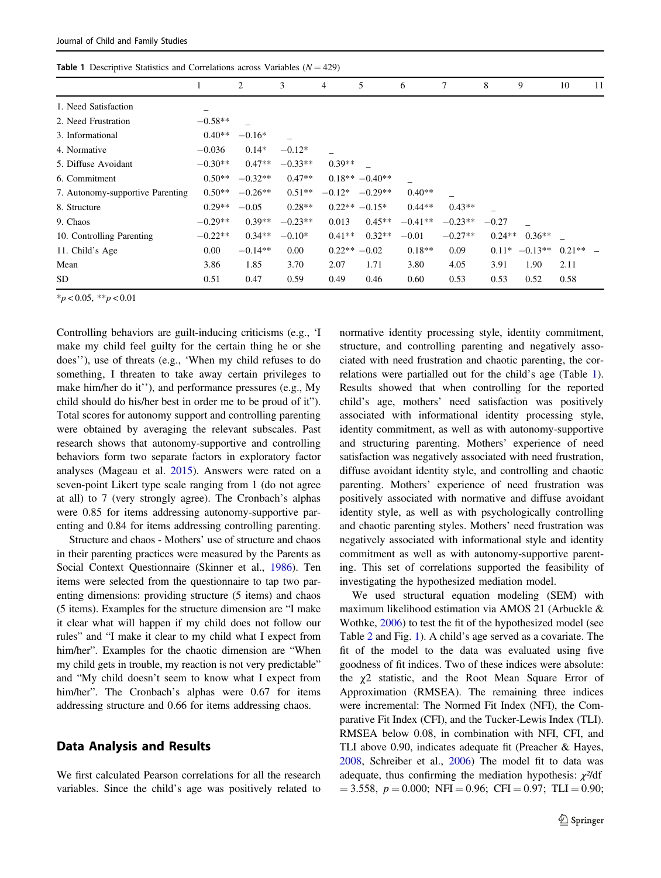**Table 1** Descriptive Statistics and Correlations across Variables ($N = 429$)

| | 1 | 2 | 3 | 4 | 5 | 6 | 7 | 8 | 9 | 10 | 11 |
|---|---|---|---|---|---|---|---|---|---|---|---|
| 1. Need Satisfaction | _ | | | | | | | | | | |
| 2. Need Frustration | −0.58** | _ | | | | | | | | | |
| 3. Informational | 0.40** | −0.16* | _ | | | | | | | | |
| 4. Normative | −0.036 | 0.14* | −0.12* | _ | | | | | | | |
| 5. Diffuse Avoidant | −0.30** | 0.47** | −0.33** | 0.39** | _ | | | | | | |
| 6. Commitment | 0.50** | −0.32** | 0.47** | 0.18** | −0.40** | _ | | | | | |
| 7. Autonomy-supportive Parenting | 0.50** | −0.26** | 0.51** | −0.12* | −0.29** | 0.40** | _ | | | | |
| 8. Structure | 0.29** | −0.05 | 0.28** | 0.22** | −0.15* | 0.44** | 0.43** | _ | | | |
| 9. Chaos | −0.29** | 0.39** | −0.23** | 0.013 | 0.45** | −0.41** | −0.23** | −0.27 | _ | | |
| 10. Controlling Parenting | −0.22** | 0.34** | −0.10* | 0.41** | 0.32** | −0.01 | −0.27** | 0.24** | 0.36** | _ | |
| 11. Child's Age | 0.00 | −0.14** | 0.00 | 0.22** | −0.02 | 0.18** | 0.09 | 0.11* | −0.13** | 0.21** | – |
| Mean | 3.86 | 1.85 | 3.70 | 2.07 | 1.71 | 3.80 | 4.05 | 3.91 | 1.90 | 2.11 | |
| SD | 0.51 | 0.47 | 0.59 | 0.49 | 0.46 | 0.60 | 0.53 | 0.53 | 0.52 | 0.58 | |

*$p < 0.05$, **$p < 0.01$

Controlling behaviors are guilt-inducing criticisms (e.g., 'I make my child feel guilty for the certain thing he or she does''), use of threats (e.g., 'When my child refuses to do something, I threaten to take away certain privileges to make him/her do it''), and performance pressures (e.g., My child should do his/her best in order me to be proud of it"). Total scores for autonomy support and controlling parenting were obtained by averaging the relevant subscales. Past research shows that autonomy-supportive and controlling behaviors form two separate factors in exploratory factor analyses (Mageau et al. 2015). Answers were rated on a seven-point Likert type scale ranging from 1 (do not agree at all) to 7 (very strongly agree). The Cronbach's alphas were 0.85 for items addressing autonomy-supportive parenting and 0.84 for items addressing controlling parenting.

Structure and chaos - Mothers' use of structure and chaos in their parenting practices were measured by the Parents as Social Context Questionnaire (Skinner et al., 1986). Ten items were selected from the questionnaire to tap two parenting dimensions: providing structure (5 items) and chaos (5 items). Examples for the structure dimension are "I make it clear what will happen if my child does not follow our rules" and "I make it clear to my child what I expect from him/her". Examples for the chaotic dimension are "When my child gets in trouble, my reaction is not very predictable" and "My child doesn't seem to know what I expect from him/her". The Cronbach's alphas were 0.67 for items addressing structure and 0.66 for items addressing chaos.

## Data Analysis and Results

We first calculated Pearson correlations for all the research variables. Since the child's age was positively related to normative identity processing style, identity commitment, structure, and controlling parenting and negatively associated with need frustration and chaotic parenting, the correlations were partialled out for the child's age (Table 1). Results showed that when controlling for the reported child's age, mothers' need satisfaction was positively associated with informational identity processing style, identity commitment, as well as with autonomy-supportive and structuring parenting. Mothers' experience of need satisfaction was negatively associated with need frustration, diffuse avoidant identity style, and controlling and chaotic parenting. Mothers' experience of need frustration was positively associated with normative and diffuse avoidant identity style, as well as with psychologically controlling and chaotic parenting styles. Mothers' need frustration was negatively associated with informational style and identity commitment as well as with autonomy-supportive parenting. This set of correlations supported the feasibility of investigating the hypothesized mediation model.

We used structural equation modeling (SEM) with maximum likelihood estimation via AMOS 21 (Arbuckle & Wothke, 2006) to test the fit of the hypothesized model (see Table 2 and Fig. 1). A child's age served as a covariate. The fit of the model to the data was evaluated using five goodness of fit indices. Two of these indices were absolute: the $\chi 2$ statistic, and the Root Mean Square Error of Approximation (RMSEA). The remaining three indices were incremental: The Normed Fit Index (NFI), the Comparative Fit Index (CFI), and the Tucker-Lewis Index (TLI). RMSEA below 0.08, in combination with NFI, CFI, and TLI above 0.90, indicates adequate fit (Preacher & Hayes, 2008, Schreiber et al., 2006) The model fit to data was adequate, thus confirming the mediation hypothesis: $\chi^2/\mathrm{df} = 3.558$, $p = 0.000$; NFI = 0.96; CFI = 0.97; TLI = 0.90;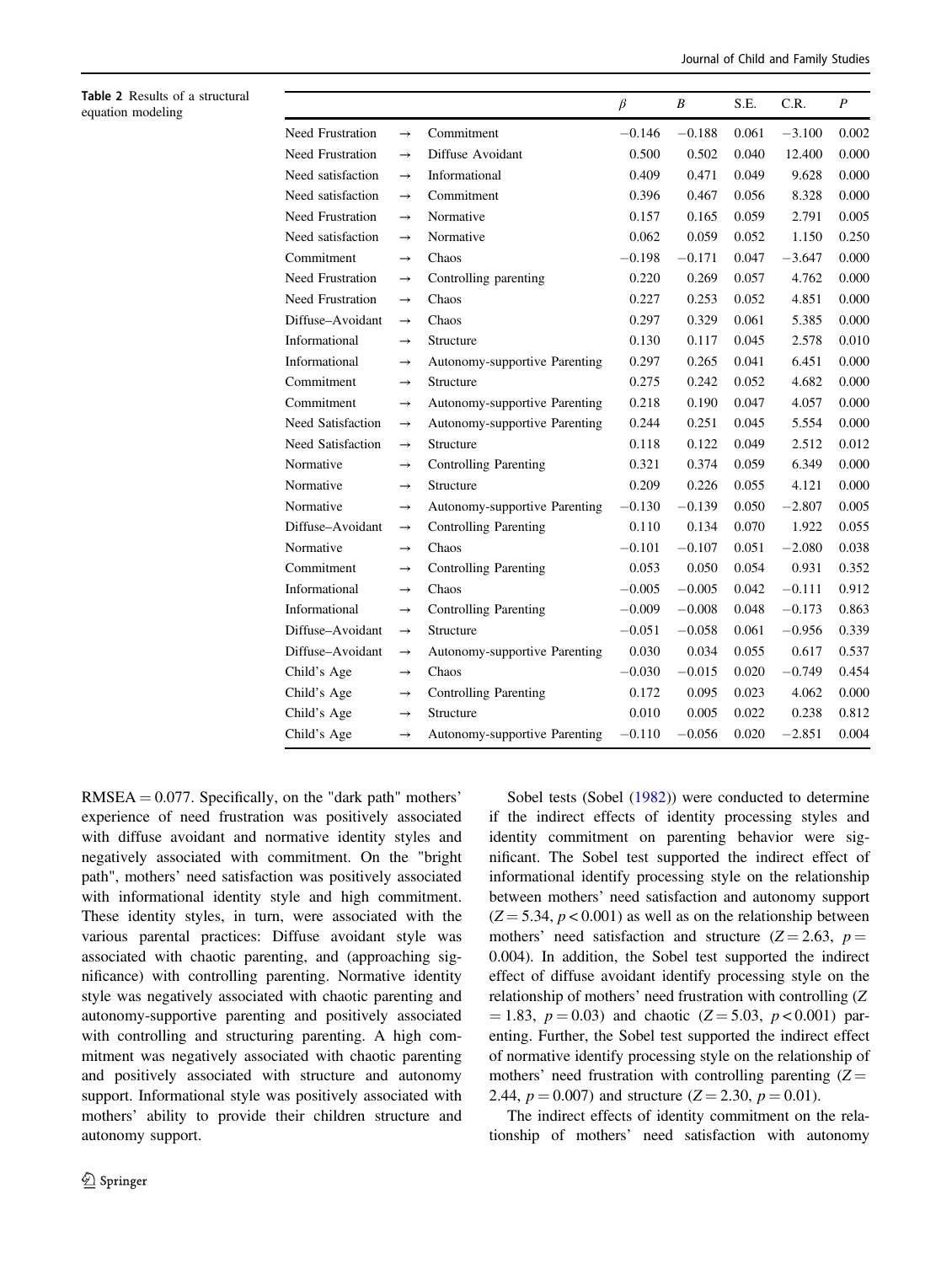**Table 2** Results of a structural equation modeling

| | | | $\beta$ | $B$ | S.E. | C.R. | $P$ |
|---|---|---|---|---|---|---|---|
| Need Frustration | → | Commitment | −0.146 | −0.188 | 0.061 | −3.100 | 0.002 |
| Need Frustration | → | Diffuse Avoidant | 0.500 | 0.502 | 0.040 | 12.400 | 0.000 |
| Need satisfaction | → | Informational | 0.409 | 0.471 | 0.049 | 9.628 | 0.000 |
| Need satisfaction | → | Commitment | 0.396 | 0.467 | 0.056 | 8.328 | 0.000 |
| Need Frustration | → | Normative | 0.157 | 0.165 | 0.059 | 2.791 | 0.005 |
| Need satisfaction | → | Normative | 0.062 | 0.059 | 0.052 | 1.150 | 0.250 |
| Commitment | → | Chaos | −0.198 | −0.171 | 0.047 | −3.647 | 0.000 |
| Need Frustration | → | Controlling parenting | 0.220 | 0.269 | 0.057 | 4.762 | 0.000 |
| Need Frustration | → | Chaos | 0.227 | 0.253 | 0.052 | 4.851 | 0.000 |
| Diffuse–Avoidant | → | Chaos | 0.297 | 0.329 | 0.061 | 5.385 | 0.000 |
| Informational | → | Structure | 0.130 | 0.117 | 0.045 | 2.578 | 0.010 |
| Informational | → | Autonomy-supportive Parenting | 0.297 | 0.265 | 0.041 | 6.451 | 0.000 |
| Commitment | → | Structure | 0.275 | 0.242 | 0.052 | 4.682 | 0.000 |
| Commitment | → | Autonomy-supportive Parenting | 0.218 | 0.190 | 0.047 | 4.057 | 0.000 |
| Need Satisfaction | → | Autonomy-supportive Parenting | 0.244 | 0.251 | 0.045 | 5.554 | 0.000 |
| Need Satisfaction | → | Structure | 0.118 | 0.122 | 0.049 | 2.512 | 0.012 |
| Normative | → | Controlling Parenting | 0.321 | 0.374 | 0.059 | 6.349 | 0.000 |
| Normative | → | Structure | 0.209 | 0.226 | 0.055 | 4.121 | 0.000 |
| Normative | → | Autonomy-supportive Parenting | −0.130 | −0.139 | 0.050 | −2.807 | 0.005 |
| Diffuse–Avoidant | → | Controlling Parenting | 0.110 | 0.134 | 0.070 | 1.922 | 0.055 |
| Normative | → | Chaos | −0.101 | −0.107 | 0.051 | −2.080 | 0.038 |
| Commitment | → | Controlling Parenting | 0.053 | 0.050 | 0.054 | 0.931 | 0.352 |
| Informational | → | Chaos | −0.005 | −0.005 | 0.042 | −0.111 | 0.912 |
| Informational | → | Controlling Parenting | −0.009 | −0.008 | 0.048 | −0.173 | 0.863 |
| Diffuse–Avoidant | → | Structure | −0.051 | −0.058 | 0.061 | −0.956 | 0.339 |
| Diffuse–Avoidant | → | Autonomy-supportive Parenting | 0.030 | 0.034 | 0.055 | 0.617 | 0.537 |
| Child's Age | → | Chaos | −0.030 | −0.015 | 0.020 | −0.749 | 0.454 |
| Child's Age | → | Controlling Parenting | 0.172 | 0.095 | 0.023 | 4.062 | 0.000 |
| Child's Age | → | Structure | 0.010 | 0.005 | 0.022 | 0.238 | 0.812 |
| Child's Age | → | Autonomy-supportive Parenting | −0.110 | −0.056 | 0.020 | −2.851 | 0.004 |

RMSEA = 0.077. Specifically, on the "dark path" mothers' experience of need frustration was positively associated with diffuse avoidant and normative identity styles and negatively associated with commitment. On the "bright path", mothers' need satisfaction was positively associated with informational identity style and high commitment. These identity styles, in turn, were associated with the various parental practices: Diffuse avoidant style was associated with chaotic parenting, and (approaching significance) with controlling parenting. Normative identity style was negatively associated with chaotic parenting and autonomy-supportive parenting and positively associated with controlling and structuring parenting. A high commitment was negatively associated with chaotic parenting and positively associated with structure and autonomy support. Informational style was positively associated with mothers' ability to provide their children structure and autonomy support.

Sobel tests (Sobel (1982)) were conducted to determine if the indirect effects of identity processing styles and identity commitment on parenting behavior were significant. The Sobel test supported the indirect effect of informational identify processing style on the relationship between mothers' need satisfaction and autonomy support ($Z = 5.34$, $p < 0.001$) as well as on the relationship between mothers' need satisfaction and structure ($Z = 2.63$, $p = 0.004$). In addition, the Sobel test supported the indirect effect of diffuse avoidant identify processing style on the relationship of mothers' need frustration with controlling ($Z = 1.83$, $p = 0.03$) and chaotic ($Z = 5.03$, $p < 0.001$) parenting. Further, the Sobel test supported the indirect effect of normative identify processing style on the relationship of mothers' need frustration with controlling parenting ($Z = 2.44$, $p = 0.007$) and structure ($Z = 2.30$, $p = 0.01$).

The indirect effects of identity commitment on the relationship of mothers' need satisfaction with autonomy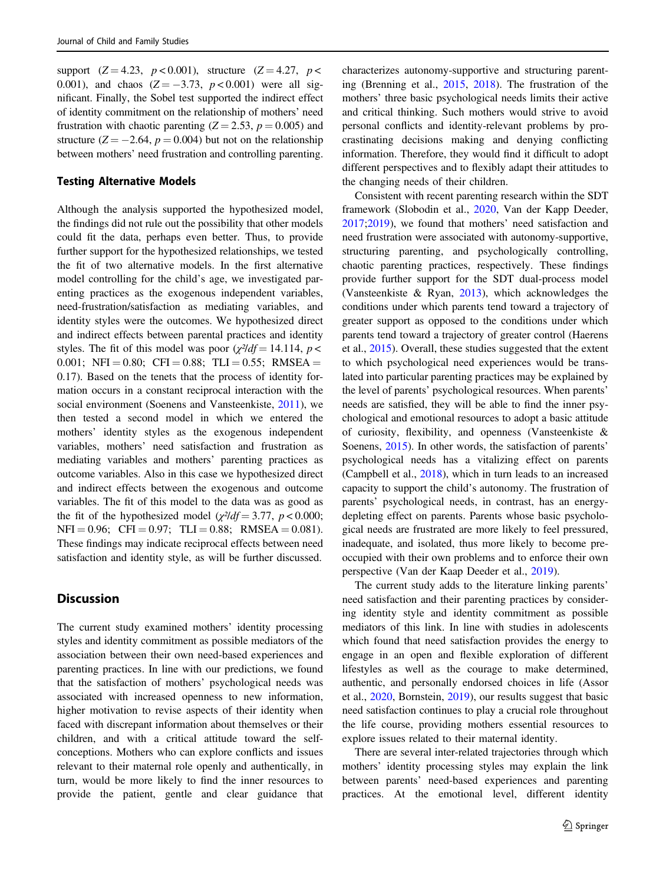support ($Z = 4.23$, $p < 0.001$), structure ($Z = 4.27$, $p < 0.001$), and chaos ($Z = -3.73$, $p < 0.001$) were all significant. Finally, the Sobel test supported the indirect effect of identity commitment on the relationship of mothers' need frustration with chaotic parenting ($Z = 2.53$, $p = 0.005$) and structure ($Z = -2.64$, $p = 0.004$) but not on the relationship between mothers' need frustration and controlling parenting.

### Testing Alternative Models

Although the analysis supported the hypothesized model, the findings did not rule out the possibility that other models could fit the data, perhaps even better. Thus, to provide further support for the hypothesized relationships, we tested the fit of two alternative models. In the first alternative model controlling for the child's age, we investigated parenting practices as the exogenous independent variables, need-frustration/satisfaction as mediating variables, and identity styles were the outcomes. We hypothesized direct and indirect effects between parental practices and identity styles. The fit of this model was poor ($\chi^2/df = 14.114$, $p < 0.001$; NFI = 0.80; CFI = 0.88; TLI = 0.55; RMSEA = 0.17). Based on the tenets that the process of identity formation occurs in a constant reciprocal interaction with the social environment (Soenens and Vansteenkiste, 2011), we then tested a second model in which we entered the mothers' identity styles as the exogenous independent variables, mothers' need satisfaction and frustration as mediating variables and mothers' parenting practices as outcome variables. Also in this case we hypothesized direct and indirect effects between the exogenous and outcome variables. The fit of this model to the data was as good as the fit of the hypothesized model ($\chi^2/df = 3.77$, $p < 0.000$; NFI = 0.96; CFI = 0.97; TLI = 0.88; RMSEA = 0.081). These findings may indicate reciprocal effects between need satisfaction and identity style, as will be further discussed.

## Discussion

The current study examined mothers' identity processing styles and identity commitment as possible mediators of the association between their own need-based experiences and parenting practices. In line with our predictions, we found that the satisfaction of mothers' psychological needs was associated with increased openness to new information, higher motivation to revise aspects of their identity when faced with discrepant information about themselves or their children, and with a critical attitude toward the self-conceptions. Mothers who can explore conflicts and issues relevant to their maternal role openly and authentically, in turn, would be more likely to find the inner resources to provide the patient, gentle and clear guidance that characterizes autonomy-supportive and structuring parenting (Brenning et al., 2015, 2018). The frustration of the mothers' three basic psychological needs limits their active and critical thinking. Such mothers would strive to avoid personal conflicts and identity-relevant problems by procrastinating decisions making and denying conflicting information. Therefore, they would find it difficult to adopt different perspectives and to flexibly adapt their attitudes to the changing needs of their children.

Consistent with recent parenting research within the SDT framework (Slobodin et al., 2020, Van der Kapp Deeder, 2017;2019), we found that mothers' need satisfaction and need frustration were associated with autonomy-supportive, structuring parenting, and psychologically controlling, chaotic parenting practices, respectively. These findings provide further support for the SDT dual-process model (Vansteenkiste & Ryan, 2013), which acknowledges the conditions under which parents tend toward a trajectory of greater support as opposed to the conditions under which parents tend toward a trajectory of greater control (Haerens et al., 2015). Overall, these studies suggested that the extent to which psychological need experiences would be translated into particular parenting practices may be explained by the level of parents' psychological resources. When parents' needs are satisfied, they will be able to find the inner psychological and emotional resources to adopt a basic attitude of curiosity, flexibility, and openness (Vansteenkiste & Soenens, 2015). In other words, the satisfaction of parents' psychological needs has a vitalizing effect on parents (Campbell et al., 2018), which in turn leads to an increased capacity to support the child's autonomy. The frustration of parents' psychological needs, in contrast, has an energy-depleting effect on parents. Parents whose basic psychological needs are frustrated are more likely to feel pressured, inadequate, and isolated, thus more likely to become preoccupied with their own problems and to enforce their own perspective (Van der Kaap Deeder et al., 2019).

The current study adds to the literature linking parents' need satisfaction and their parenting practices by considering identity style and identity commitment as possible mediators of this link. In line with studies in adolescents which found that need satisfaction provides the energy to engage in an open and flexible exploration of different lifestyles as well as the courage to make determined, authentic, and personally endorsed choices in life (Assor et al., 2020, Bornstein, 2019), our results suggest that basic need satisfaction continues to play a crucial role throughout the life course, providing mothers essential resources to explore issues related to their maternal identity.

There are several inter-related trajectories through which mothers' identity processing styles may explain the link between parents' need-based experiences and parenting practices. At the emotional level, different identity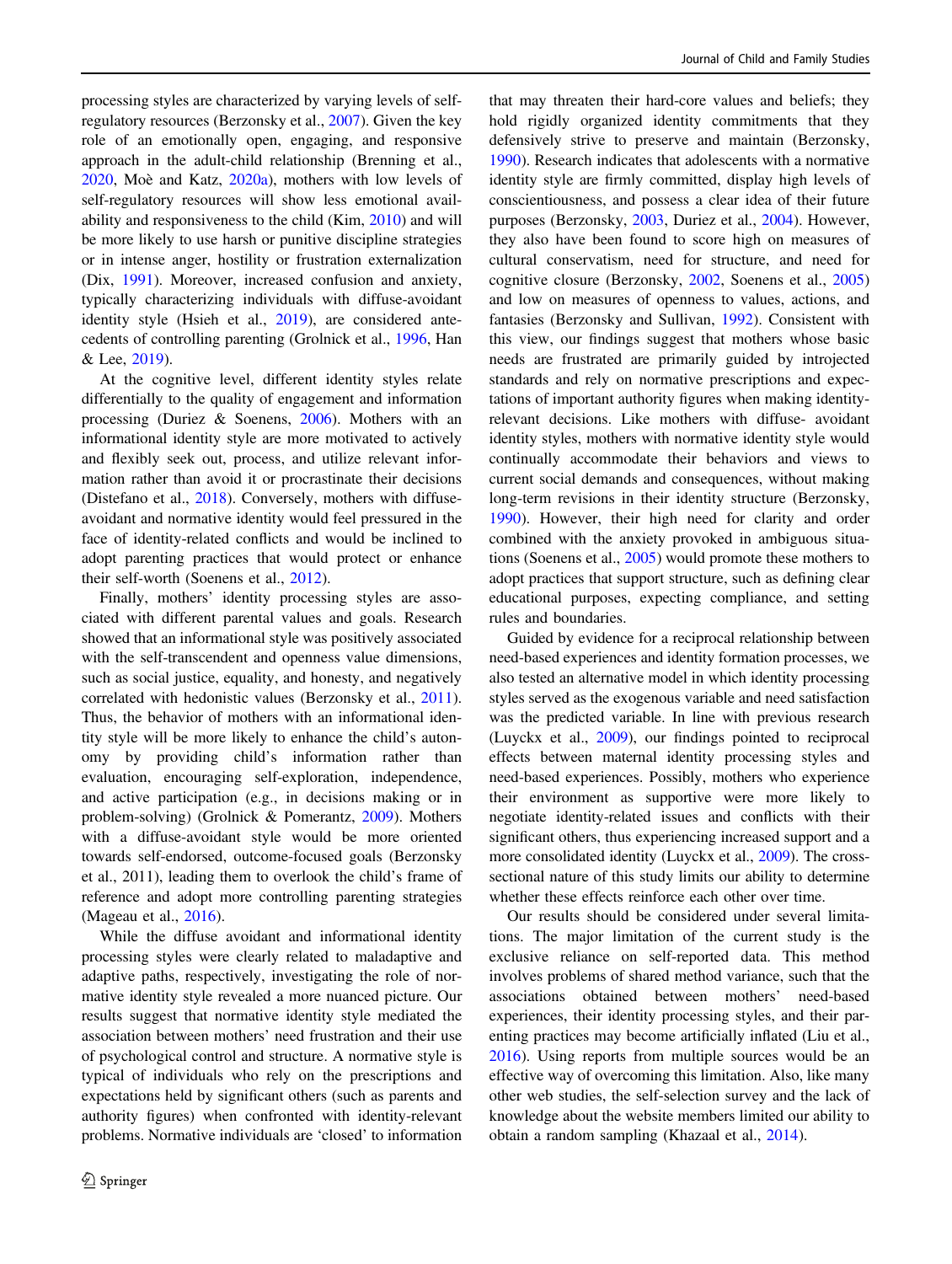processing styles are characterized by varying levels of self-regulatory resources (Berzonsky et al., 2007). Given the key role of an emotionally open, engaging, and responsive approach in the adult-child relationship (Brenning et al., 2020, Moè and Katz, 2020a), mothers with low levels of self-regulatory resources will show less emotional availability and responsiveness to the child (Kim, 2010) and will be more likely to use harsh or punitive discipline strategies or in intense anger, hostility or frustration externalization (Dix, 1991). Moreover, increased confusion and anxiety, typically characterizing individuals with diffuse-avoidant identity style (Hsieh et al., 2019), are considered antecedents of controlling parenting (Grolnick et al., 1996, Han & Lee, 2019).

At the cognitive level, different identity styles relate differentially to the quality of engagement and information processing (Duriez & Soenens, 2006). Mothers with an informational identity style are more motivated to actively and flexibly seek out, process, and utilize relevant information rather than avoid it or procrastinate their decisions (Distefano et al., 2018). Conversely, mothers with diffuse-avoidant and normative identity would feel pressured in the face of identity-related conflicts and would be inclined to adopt parenting practices that would protect or enhance their self-worth (Soenens et al., 2012).

Finally, mothers' identity processing styles are associated with different parental values and goals. Research showed that an informational style was positively associated with the self-transcendent and openness value dimensions, such as social justice, equality, and honesty, and negatively correlated with hedonistic values (Berzonsky et al., 2011). Thus, the behavior of mothers with an informational identity style will be more likely to enhance the child's autonomy by providing child's information rather than evaluation, encouraging self-exploration, independence, and active participation (e.g., in decisions making or in problem-solving) (Grolnick & Pomerantz, 2009). Mothers with a diffuse-avoidant style would be more oriented towards self-endorsed, outcome-focused goals (Berzonsky et al., 2011), leading them to overlook the child's frame of reference and adopt more controlling parenting strategies (Mageau et al., 2016).

While the diffuse avoidant and informational identity processing styles were clearly related to maladaptive and adaptive paths, respectively, investigating the role of normative identity style revealed a more nuanced picture. Our results suggest that normative identity style mediated the association between mothers' need frustration and their use of psychological control and structure. A normative style is typical of individuals who rely on the prescriptions and expectations held by significant others (such as parents and authority figures) when confronted with identity-relevant problems. Normative individuals are 'closed' to information that may threaten their hard-core values and beliefs; they hold rigidly organized identity commitments that they defensively strive to preserve and maintain (Berzonsky, 1990). Research indicates that adolescents with a normative identity style are firmly committed, display high levels of conscientiousness, and possess a clear idea of their future purposes (Berzonsky, 2003, Duriez et al., 2004). However, they also have been found to score high on measures of cultural conservatism, need for structure, and need for cognitive closure (Berzonsky, 2002, Soenens et al., 2005) and low on measures of openness to values, actions, and fantasies (Berzonsky and Sullivan, 1992). Consistent with this view, our findings suggest that mothers whose basic needs are frustrated are primarily guided by introjected standards and rely on normative prescriptions and expectations of important authority figures when making identity-relevant decisions. Like mothers with diffuse- avoidant identity styles, mothers with normative identity style would continually accommodate their behaviors and views to current social demands and consequences, without making long-term revisions in their identity structure (Berzonsky, 1990). However, their high need for clarity and order combined with the anxiety provoked in ambiguous situations (Soenens et al., 2005) would promote these mothers to adopt practices that support structure, such as defining clear educational purposes, expecting compliance, and setting rules and boundaries.

Guided by evidence for a reciprocal relationship between need-based experiences and identity formation processes, we also tested an alternative model in which identity processing styles served as the exogenous variable and need satisfaction was the predicted variable. In line with previous research (Luyckx et al., 2009), our findings pointed to reciprocal effects between maternal identity processing styles and need-based experiences. Possibly, mothers who experience their environment as supportive were more likely to negotiate identity-related issues and conflicts with their significant others, thus experiencing increased support and a more consolidated identity (Luyckx et al., 2009). The cross-sectional nature of this study limits our ability to determine whether these effects reinforce each other over time.

Our results should be considered under several limitations. The major limitation of the current study is the exclusive reliance on self-reported data. This method involves problems of shared method variance, such that the associations obtained between mothers' need-based experiences, their identity processing styles, and their parenting practices may become artificially inflated (Liu et al., 2016). Using reports from multiple sources would be an effective way of overcoming this limitation. Also, like many other web studies, the self-selection survey and the lack of knowledge about the website members limited our ability to obtain a random sampling (Khazaal et al., 2014).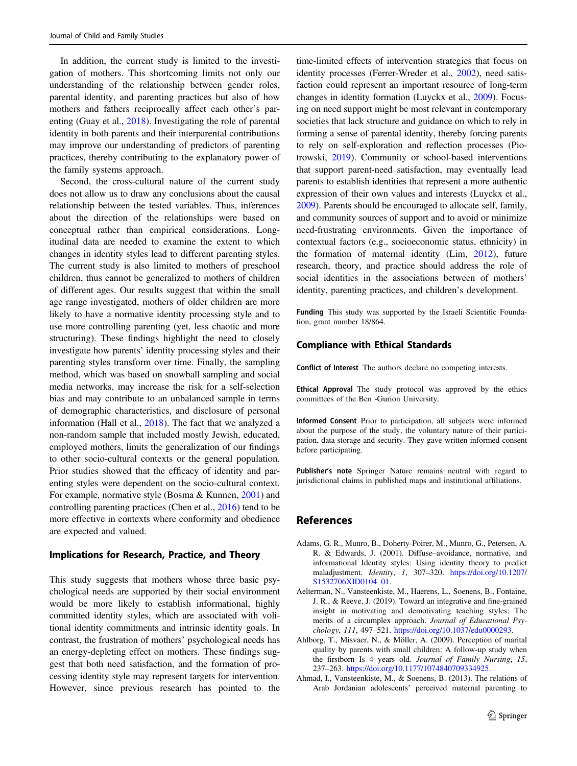In addition, the current study is limited to the investigation of mothers. This shortcoming limits not only our understanding of the relationship between gender roles, parental identity, and parenting practices but also of how mothers and fathers reciprocally affect each other's parenting (Guay et al., 2018). Investigating the role of parental identity in both parents and their interparental contributions may improve our understanding of predictors of parenting practices, thereby contributing to the explanatory power of the family systems approach.

Second, the cross-cultural nature of the current study does not allow us to draw any conclusions about the causal relationship between the tested variables. Thus, inferences about the direction of the relationships were based on conceptual rather than empirical considerations. Longitudinal data are needed to examine the extent to which changes in identity styles lead to different parenting styles. The current study is also limited to mothers of preschool children, thus cannot be generalized to mothers of children of different ages. Our results suggest that within the small age range investigated, mothers of older children are more likely to have a normative identity processing style and to use more controlling parenting (yet, less chaotic and more structuring). These findings highlight the need to closely investigate how parents' identity processing styles and their parenting styles transform over time. Finally, the sampling method, which was based on snowball sampling and social media networks, may increase the risk for a self-selection bias and may contribute to an unbalanced sample in terms of demographic characteristics, and disclosure of personal information (Hall et al., 2018). The fact that we analyzed a non-random sample that included mostly Jewish, educated, employed mothers, limits the generalization of our findings to other socio-cultural contexts or the general population. Prior studies showed that the efficacy of identity and parenting styles were dependent on the socio-cultural context. For example, normative style (Bosma & Kunnen, 2001) and controlling parenting practices (Chen et al., 2016) tend to be more effective in contexts where conformity and obedience are expected and valued.

### Implications for Research, Practice, and Theory

This study suggests that mothers whose three basic psychological needs are supported by their social environment would be more likely to establish informational, highly committed identity styles, which are associated with volitional identity commitments and intrinsic identity goals. In contrast, the frustration of mothers' psychological needs has an energy-depleting effect on mothers. These findings suggest that both need satisfaction, and the formation of processing identity style may represent targets for intervention. However, since previous research has pointed to the time-limited effects of intervention strategies that focus on identity processes (Ferrer-Wreder et al., 2002), need satisfaction could represent an important resource of long-term changes in identity formation (Luyckx et al., 2009). Focusing on need support might be most relevant in contemporary societies that lack structure and guidance on which to rely in forming a sense of parental identity, thereby forcing parents to rely on self-exploration and reflection processes (Piotrowski, 2019). Community or school-based interventions that support parent-need satisfaction, may eventually lead parents to establish identities that represent a more authentic expression of their own values and interests (Luyckx et al., 2009). Parents should be encouraged to allocate self, family, and community sources of support and to avoid or minimize need-frustrating environments. Given the importance of contextual factors (e.g., socioeconomic status, ethnicity) in the formation of maternal identity (Lim, 2012), future research, theory, and practice should address the role of social identities in the associations between of mothers' identity, parenting practices, and children's development.

**Funding** This study was supported by the Israeli Scientific Foundation, grant number 18/864.

## Compliance with Ethical Standards

**Conflict of Interest** The authors declare no competing interests.

**Ethical Approval** The study protocol was approved by the ethics committees of the Ben -Gurion University.

**Informed Consent** Prior to participation, all subjects were informed about the purpose of the study, the voluntary nature of their participation, data storage and security. They gave written informed consent before participating.

**Publisher's note** Springer Nature remains neutral with regard to jurisdictional claims in published maps and institutional affiliations.

## References

Adams, G. R., Munro, B., Doherty-Poirer, M., Munro, G., Petersen, A. R. & Edwards, J. (2001). Diffuse–avoidance, normative, and informational Identity styles: Using identity theory to predict maladjustment. *Identity*, *1*, 307–320. https://doi.org/10.1207/S1532706XID0104_01.

Aelterman, N., Vansteenkiste, M., Haerens, L., Soenens, B., Fontaine, J. R., & Reeve, J. (2019). Toward an integrative and fine-grained insight in motivating and demotivating teaching styles: The merits of a circumplex approach. *Journal of Educational Psychology*, *111*, 497–521. https://doi.org/10.1037/edu0000293.

Ahlborg, T., Misvaer, N., & Möller, A. (2009). Perception of marital quality by parents with small children: A follow-up study when the firstborn Is 4 years old. *Journal of Family Nursing*, *15*, 237–263. https://doi.org/10.1177/1074840709334925.

Ahmad, I., Vansteenkiste, M., & Soenens, B. (2013). The relations of Arab Jordanian adolescents' perceived maternal parenting to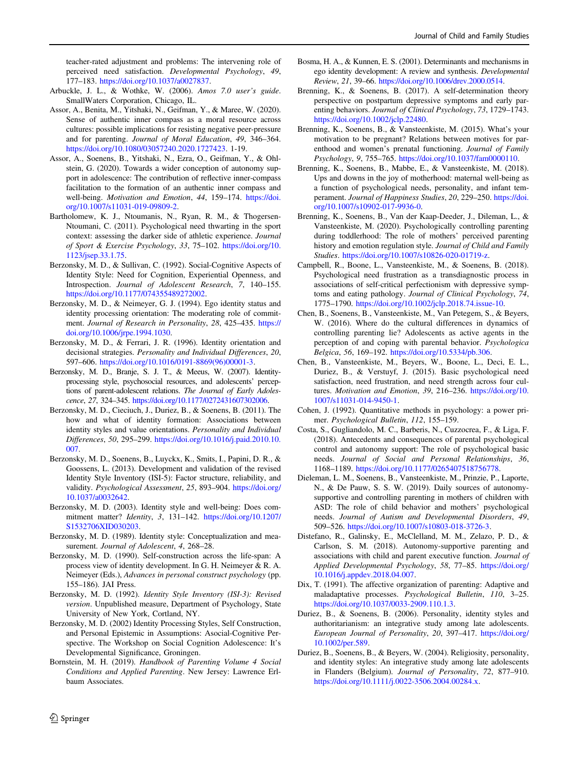teacher-rated adjustment and problems: The intervening role of perceived need satisfaction. *Developmental Psychology*, *49*, 177–183. https://doi.org/10.1037/a0027837.

Arbuckle, J. L., & Wothke, W. (2006). *Amos 7.0 user's guide*. SmallWaters Corporation, Chicago, IL.

Assor, A., Benita, M., Yitshaki, N., Geifman, Y., & Maree, W. (2020). Sense of authentic inner compass as a moral resource across cultures: possible implications for resisting negative peer-pressure and for parenting. *Journal of Moral Education*, *49*, 346–364. https://doi.org/10.1080/03057240.2020.1727423. 1-19.

Assor, A., Soenens, B., Yitshaki, N., Ezra, O., Geifman, Y., & Ohlstein, G. (2020). Towards a wider conception of autonomy support in adolescence: The contribution of reflective inner-compass facilitation to the formation of an authentic inner compass and well-being. *Motivation and Emotion*, *44*, 159–174. https://doi.org/10.1007/s11031-019-09809-2.

Bartholomew, K. J., Ntoumanis, N., Ryan, R. M., & Thogersen-Ntoumani, C. (2011). Psychological need thwarting in the sport context: assessing the darker side of athletic experience. *Journal of Sport & Exercise Psychology*, *33*, 75–102. https://doi.org/10.1123/jsep.33.1.75.

Berzonsky, M. D., & Sullivan, C. (1992). Social-Cognitive Aspects of Identity Style: Need for Cognition, Experiential Openness, and Introspection. *Journal of Adolescent Research*, *7*, 140–155. https://doi.org/10.1177/074355489272002.

Berzonsky, M. D., & Neimeyer, G. J. (1994). Ego identity status and identity processing orientation: The moderating role of commitment. *Journal of Research in Personality*, *28*, 425–435. https://doi.org/10.1006/jrpe.1994.1030.

Berzonsky, M. D., & Ferrari, J. R. (1996). Identity orientation and decisional strategies. *Personality and Individual Differences*, *20*, 597–606. https://doi.org/10.1016/0191-8869(96)00001-3.

Berzonsky, M. D., Branje, S. J. T., & Meeus, W. (2007). Identity-processing style, psychosocial resources, and adolescents' perceptions of parent-adolescent relations. *The Journal of Early Adolescence*, *27*, 324–345. https://doi.org/10.1177/0272431607302006.

Berzonsky, M. D., Cieciuch, J., Duriez, B., & Soenens, B. (2011). The how and what of identity formation: Associations between identity styles and value orientations. *Personality and Individual Differences*, *50*, 295–299. https://doi.org/10.1016/j.paid.2010.10.007.

Berzonsky, M. D., Soenens, B., Luyckx, K., Smits, I., Papini, D. R., & Goossens, L. (2013). Development and validation of the revised Identity Style Inventory (ISI-5): Factor structure, reliability, and validity. *Psychological Assessment*, *25*, 893–904. https://doi.org/10.1037/a0032642.

Berzonsky, M. D. (2003). Identity style and well-being: Does commitment matter? *Identity*, *3*, 131–142. https://doi.org/10.1207/S1532706XID030203.

Berzonsky, M. D. (1989). Identity style: Conceptualization and measurement. *Journal of Adolescent*, *4*, 268–28.

Berzonsky, M. D. (1990). Self-construction across the life-span: A process view of identity development. In G. H. Neimeyer & R. A. Neimeyer (Eds.), *Advances in personal construct psychology* (pp. 155–186). JAI Press.

Berzonsky, M. D. (1992). *Identity Style Inventory (ISI-3): Revised version*. Unpublished measure, Department of Psychology, State University of New York, Cortland, NY.

Berzonsky, M. D. (2002) Identity Processing Styles, Self Construction, and Personal Epistemic in Assumptions: Asocial-Cognitive Perspective. The Workshop on Social Cognition Adolescence: It's Developmental Significance, Groningen.

Bornstein, M. H. (2019). *Handbook of Parenting Volume 4 Social Conditions and Applied Parenting*. New Jersey: Lawrence Erlbaum Associates.

Bosma, H. A., & Kunnen, E. S. (2001). Determinants and mechanisms in ego identity development: A review and synthesis. *Developmental Review*, *21*, 39–66. https://doi.org/10.1006/drev.2000.0514.

Brenning, K., & Soenens, B. (2017). A self-determination theory perspective on postpartum depressive symptoms and early parenting behaviors. *Journal of Clinical Psychology*, *73*, 1729–1743. https://doi.org/10.1002/jclp.22480.

Brenning, K., Soenens, B., & Vansteenkiste, M. (2015). What's your motivation to be pregnant? Relations between motives for parenthood and women's prenatal functioning. *Journal of Family Psychology*, *9*, 755–765. https://doi.org/10.1037/fam0000110.

Brenning, K., Soenens, B., Mabbe, E., & Vansteenkiste, M. (2018). Ups and downs in the joy of motherhood: maternal well-being as a function of psychological needs, personality, and infant temperament. *Journal of Happiness Studies*, *20*, 229–250. https://doi.org/10.1007/s10902-017-9936-0.

Brenning, K., Soenens, B., Van der Kaap-Deeder, J., Dileman, L., & Vansteenkiste, M. (2020). Psychologically controlling parenting during toddlerhood: The role of mothers' perceived parenting history and emotion regulation style. *Journal of Child and Family Studies*. https://doi.org/10.1007/s10826-020-01719-z.

Campbell, R., Boone, L., Vansteenkiste, M., & Soenens, B. (2018). Psychological need frustration as a transdiagnostic process in associations of self-critical perfectionism with depressive symptoms and eating pathology. *Journal of Clinical Psychology*, *74*, 1775–1790. https://doi.org/10.1002/jclp.2018.74.issue-10.

Chen, B., Soenens, B., Vansteenkiste, M., Van Petegem, S., & Beyers, W. (2016). Where do the cultural differences in dynamics of controlling parenting lie? Adolescents as active agents in the perception of and coping with parental behavior. *Psychologica Belgica*, *56*, 169–192. https://doi.org/10.5334/pb.306.

Chen, B., Vansteenkiste, M., Beyers, W., Boone, L., Deci, E. L., Duriez, B., & Verstuyf, J. (2015). Basic psychological need satisfaction, need frustration, and need strength across four cultures. *Motivation and Emotion*, *39*, 216–236. https://doi.org/10.1007/s11031-014-9450-1.

Cohen, J. (1992). Quantitative methods in psychology: a power primer. *Psychological Bulletin*, *112*, 155–159.

Costa, S., Gugliandolo, M. C., Barberis, N., Cuzzocrea, F., & Liga, F. (2018). Antecedents and consequences of parental psychological control and autonomy support: The role of psychological basic needs. *Journal of Social and Personal Relationships*, *36*, 1168–1189. https://doi.org/10.1177/0265407518756778.

Dieleman, L. M., Soenens, B., Vansteenkiste, M., Prinzie, P., Laporte, N., & De Pauw, S. S. W. (2019). Daily sources of autonomy-supportive and controlling parenting in mothers of children with ASD: The role of child behavior and mothers' psychological needs. *Journal of Autism and Developmental Disorders*, *49*, 509–526. https://doi.org/10.1007/s10803-018-3726-3.

Distefano, R., Galinsky, E., McClelland, M. M., Zelazo, P. D., & Carlson, S. M. (2018). Autonomy-supportive parenting and associations with child and parent executive function. *Journal of Applied Developmental Psychology*, *58*, 77–85. https://doi.org/10.1016/j.appdev.2018.04.007.

Dix, T. (1991). The affective organization of parenting: Adaptive and maladaptative processes. *Psychological Bulletin*, *110*, 3–25. https://doi.org/10.1037/0033-2909.110.1.3.

Duriez, B., & Soenens, B. (2006). Personality, identity styles and authoritarianism: an integrative study among late adolescents. *European Journal of Personality*, *20*, 397–417. https://doi.org/10.1002/per.589.

Duriez, B., Soenens, B., & Beyers, W. (2004). Religiosity, personality, and identity styles: An integrative study among late adolescents in Flanders (Belgium). *Journal of Personality*, *72*, 877–910. https://doi.org/10.1111/j.0022-3506.2004.00284.x.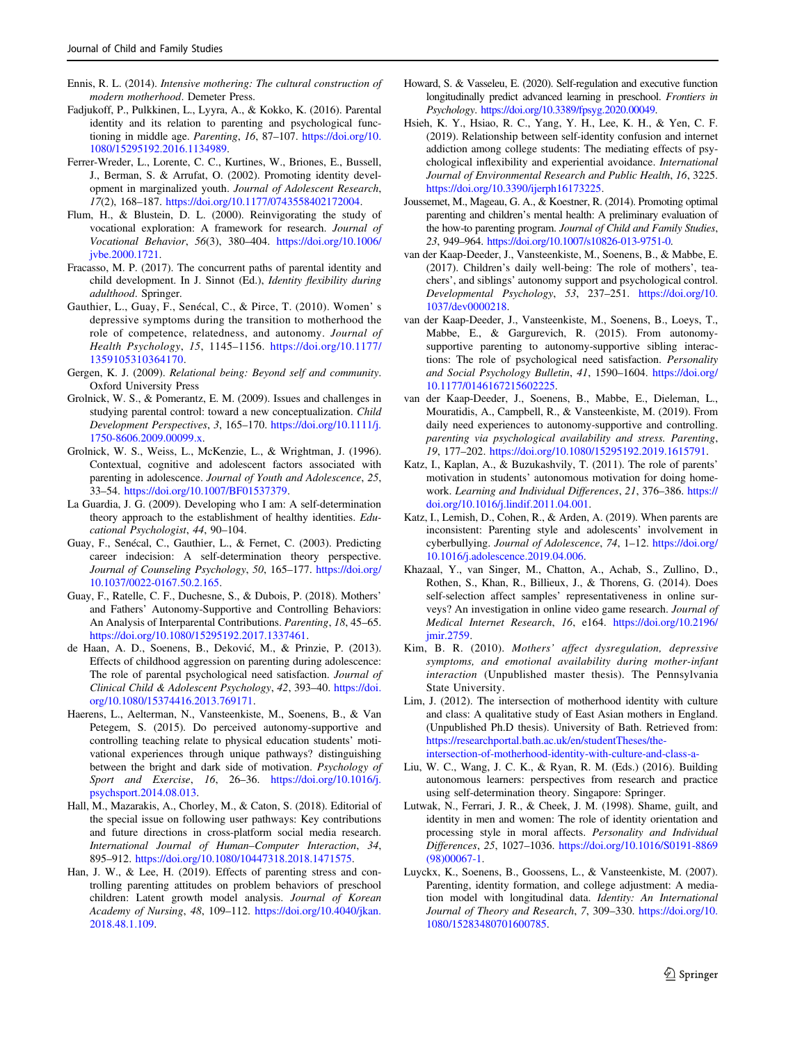Ennis, R. L. (2014). *Intensive mothering: The cultural construction of modern motherhood*. Demeter Press.

Fadjukoff, P., Pulkkinen, L., Lyyra, A., & Kokko, K. (2016). Parental identity and its relation to parenting and psychological functioning in middle age. *Parenting*, *16*, 87–107. https://doi.org/10.1080/15295192.2016.1134989.

Ferrer-Wreder, L., Lorente, C. C., Kurtines, W., Briones, E., Bussell, J., Berman, S. & Arrufat, O. (2002). Promoting identity development in marginalized youth. *Journal of Adolescent Research*, *17*(2), 168–187. https://doi.org/10.1177/0743558402172004.

Flum, H., & Blustein, D. L. (2000). Reinvigorating the study of vocational exploration: A framework for research. *Journal of Vocational Behavior*, *56*(3), 380–404. https://doi.org/10.1006/jvbe.2000.1721.

Fracasso, M. P. (2017). The concurrent paths of parental identity and child development. In J. Sinnot (Ed.), *Identity flexibility during adulthood*. Springer.

Gauthier, L., Guay, F., Senécal, C., & Pirce, T. (2010). Women' s depressive symptoms during the transition to motherhood the role of competence, relatedness, and autonomy. *Journal of Health Psychology*, *15*, 1145–1156. https://doi.org/10.1177/1359105310364170.

Gergen, K. J. (2009). *Relational being: Beyond self and community*. Oxford University Press

Grolnick, W. S., & Pomerantz, E. M. (2009). Issues and challenges in studying parental control: toward a new conceptualization. *Child Development Perspectives*, *3*, 165–170. https://doi.org/10.1111/j.1750-8606.2009.00099.x.

Grolnick, W. S., Weiss, L., McKenzie, L., & Wrightman, J. (1996). Contextual, cognitive and adolescent factors associated with parenting in adolescence. *Journal of Youth and Adolescence*, *25*, 33–54. https://doi.org/10.1007/BF01537379.

La Guardia, J. G. (2009). Developing who I am: A self-determination theory approach to the establishment of healthy identities. *Educational Psychologist*, *44*, 90–104.

Guay, F., Senécal, C., Gauthier, L., & Fernet, C. (2003). Predicting career indecision: A self-determination theory perspective. *Journal of Counseling Psychology*, *50*, 165–177. https://doi.org/10.1037/0022-0167.50.2.165.

Guay, F., Ratelle, C. F., Duchesne, S., & Dubois, P. (2018). Mothers' and Fathers' Autonomy-Supportive and Controlling Behaviors: An Analysis of Interparental Contributions. *Parenting*, *18*, 45–65. https://doi.org/10.1080/15295192.2017.1337461.

de Haan, A. D., Soenens, B., Deković, M., & Prinzie, P. (2013). Effects of childhood aggression on parenting during adolescence: The role of parental psychological need satisfaction. *Journal of Clinical Child & Adolescent Psychology*, *42*, 393–40. https://doi.org/10.1080/15374416.2013.769171.

Haerens, L., Aelterman, N., Vansteenkiste, M., Soenens, B., & Van Petegem, S. (2015). Do perceived autonomy-supportive and controlling teaching relate to physical education students' motivational experiences through unique pathways? distinguishing between the bright and dark side of motivation. *Psychology of Sport and Exercise*, *16*, 26–36. https://doi.org/10.1016/j.psychsport.2014.08.013.

Hall, M., Mazarakis, A., Chorley, M., & Caton, S. (2018). Editorial of the special issue on following user pathways: Key contributions and future directions in cross-platform social media research. *International Journal of Human–Computer Interaction*, *34*, 895–912. https://doi.org/10.1080/10447318.2018.1471575.

Han, J. W., & Lee, H. (2019). Effects of parenting stress and controlling parenting attitudes on problem behaviors of preschool children: Latent growth model analysis. *Journal of Korean Academy of Nursing*, *48*, 109–112. https://doi.org/10.4040/jkan.2018.48.1.109.

Howard, S. & Vasseleu, E. (2020). Self-regulation and executive function longitudinally predict advanced learning in preschool. *Frontiers in Psychology*. https://doi.org/10.3389/fpsyg.2020.00049.

Hsieh, K. Y., Hsiao, R. C., Yang, Y. H., Lee, K. H., & Yen, C. F. (2019). Relationship between self-identity confusion and internet addiction among college students: The mediating effects of psychological inflexibility and experiential avoidance. *International Journal of Environmental Research and Public Health*, *16*, 3225. https://doi.org/10.3390/ijerph16173225.

Joussemet, M., Mageau, G. A., & Koestner, R. (2014). Promoting optimal parenting and children's mental health: A preliminary evaluation of the how-to parenting program. *Journal of Child and Family Studies*, *23*, 949–964. https://doi.org/10.1007/s10826-013-9751-0.

van der Kaap-Deeder, J., Vansteenkiste, M., Soenens, B., & Mabbe, E. (2017). Children's daily well-being: The role of mothers', teachers', and siblings' autonomy support and psychological control. *Developmental Psychology*, *53*, 237–251. https://doi.org/10.1037/dev0000218.

van der Kaap-Deeder, J., Vansteenkiste, M., Soenens, B., Loeys, T., Mabbe, E., & Gargurevich, R. (2015). From autonomy-supportive parenting to autonomy-supportive sibling interactions: The role of psychological need satisfaction. *Personality and Social Psychology Bulletin*, *41*, 1590–1604. https://doi.org/10.1177/0146167215602225.

van der Kaap-Deeder, J., Soenens, B., Mabbe, E., Dieleman, L., Mouratidis, A., Campbell, R., & Vansteenkiste, M. (2019). From daily need experiences to autonomy-supportive and controlling. *parenting via psychological availability and stress. Parenting*, *19*, 177–202. https://doi.org/10.1080/15295192.2019.1615791.

Katz, I., Kaplan, A., & Buzukashvily, T. (2011). The role of parents' motivation in students' autonomous motivation for doing homework. *Learning and Individual Differences*, *21*, 376–386. https://doi.org/10.1016/j.lindif.2011.04.001.

Katz, I., Lemish, D., Cohen, R., & Arden, A. (2019). When parents are inconsistent: Parenting style and adolescents' involvement in cyberbullying. *Journal of Adolescence*, *74*, 1–12. https://doi.org/10.1016/j.adolescence.2019.04.006.

Khazaal, Y., van Singer, M., Chatton, A., Achab, S., Zullino, D., Rothen, S., Khan, R., Billieux, J., & Thorens, G. (2014). Does self-selection affect samples' representativeness in online surveys? An investigation in online video game research. *Journal of Medical Internet Research*, *16*, e164. https://doi.org/10.2196/jmir.2759.

Kim, B. R. (2010). *Mothers' affect dysregulation, depressive symptoms, and emotional availability during mother-infant interaction* (Unpublished master thesis). The Pennsylvania State University.

Lim, J. (2012). The intersection of motherhood identity with culture and class: A qualitative study of East Asian mothers in England. (Unpublished Ph.D thesis). University of Bath. Retrieved from: https://researchportal.bath.ac.uk/en/studentTheses/the-intersection-of-motherhood-identity-with-culture-and-class-a-

Liu, W. C., Wang, J. C. K., & Ryan, R. M. (Eds.) (2016). Building autonomous learners: perspectives from research and practice using self-determination theory. Singapore: Springer.

Lutwak, N., Ferrari, J. R., & Cheek, J. M. (1998). Shame, guilt, and identity in men and women: The role of identity orientation and processing style in moral affects. *Personality and Individual Differences*, *25*, 1027–1036. https://doi.org/10.1016/S0191-8869(98)00067-1.

Luyckx, K., Soenens, B., Goossens, L., & Vansteenkiste, M. (2007). Parenting, identity formation, and college adjustment: A mediation model with longitudinal data. *Identity: An International Journal of Theory and Research*, *7*, 309–330. https://doi.org/10.1080/15283480701600785.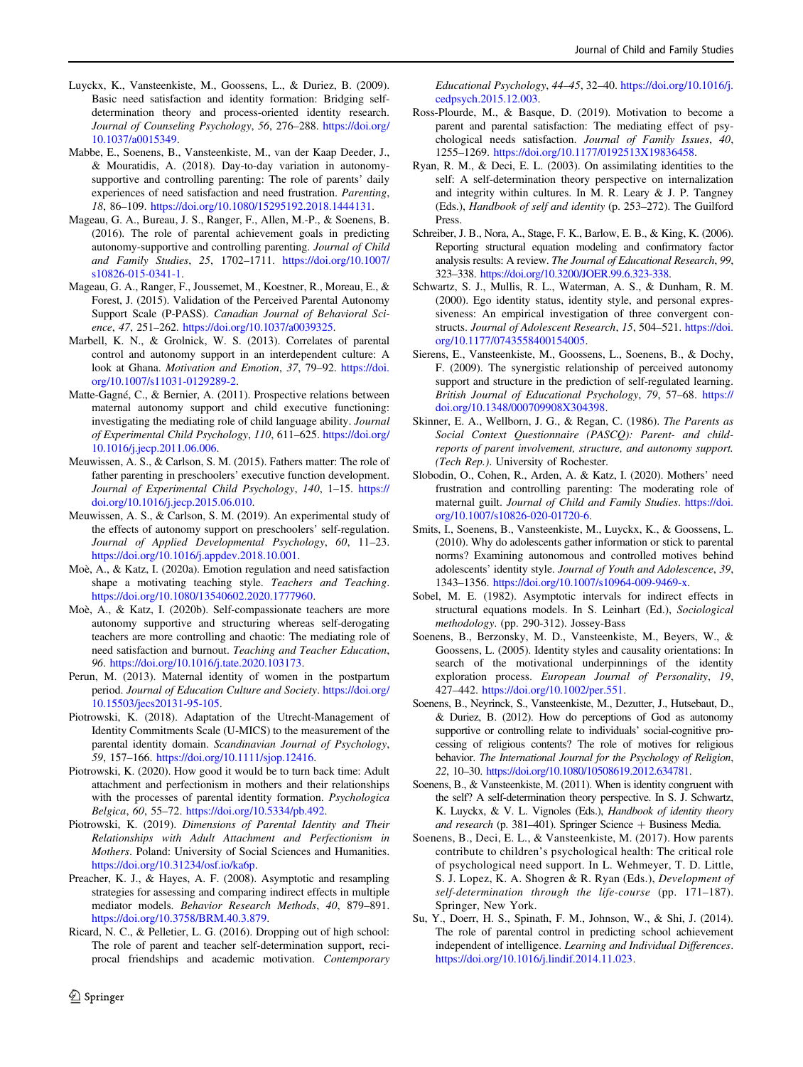Luyckx, K., Vansteenkiste, M., Goossens, L., & Duriez, B. (2009). Basic need satisfaction and identity formation: Bridging self-determination theory and process-oriented identity research. *Journal of Counseling Psychology*, *56*, 276–288. https://doi.org/10.1037/a0015349.

Mabbe, E., Soenens, B., Vansteenkiste, M., van der Kaap Deeder, J., & Mouratidis, A. (2018). Day-to-day variation in autonomy-supportive and controlling parenting: The role of parents' daily experiences of need satisfaction and need frustration. *Parenting*, *18*, 86–109. https://doi.org/10.1080/15295192.2018.1444131.

Mageau, G. A., Bureau, J. S., Ranger, F., Allen, M.-P., & Soenens, B. (2016). The role of parental achievement goals in predicting autonomy-supportive and controlling parenting. *Journal of Child and Family Studies*, *25*, 1702–1711. https://doi.org/10.1007/s10826-015-0341-1.

Mageau, G. A., Ranger, F., Joussemet, M., Koestner, R., Moreau, E., & Forest, J. (2015). Validation of the Perceived Parental Autonomy Support Scale (P-PASS). *Canadian Journal of Behavioral Science*, *47*, 251–262. https://doi.org/10.1037/a0039325.

Marbell, K. N., & Grolnick, W. S. (2013). Correlates of parental control and autonomy support in an interdependent culture: A look at Ghana. *Motivation and Emotion*, *37*, 79–92. https://doi.org/10.1007/s11031-0129289-2.

Matte-Gagné, C., & Bernier, A. (2011). Prospective relations between maternal autonomy support and child executive functioning: investigating the mediating role of child language ability. *Journal of Experimental Child Psychology*, *110*, 611–625. https://doi.org/10.1016/j.jecp.2011.06.006.

Meuwissen, A. S., & Carlson, S. M. (2015). Fathers matter: The role of father parenting in preschoolers' executive function development. *Journal of Experimental Child Psychology*, *140*, 1–15. https://doi.org/10.1016/j.jecp.2015.06.010.

Meuwissen, A. S., & Carlson, S. M. (2019). An experimental study of the effects of autonomy support on preschoolers' self-regulation. *Journal of Applied Developmental Psychology*, *60*, 11–23. https://doi.org/10.1016/j.appdev.2018.10.001.

Moè, A., & Katz, I. (2020a). Emotion regulation and need satisfaction shape a motivating teaching style. *Teachers and Teaching*. https://doi.org/10.1080/13540602.2020.1777960.

Moè, A., & Katz, I. (2020b). Self-compassionate teachers are more autonomy supportive and structuring whereas self-derogating teachers are more controlling and chaotic: The mediating role of need satisfaction and burnout. *Teaching and Teacher Education*, *96*. https://doi.org/10.1016/j.tate.2020.103173.

Perun, M. (2013). Maternal identity of women in the postpartum period. *Journal of Education Culture and Society*. https://doi.org/10.15503/jecs20131-95-105.

Piotrowski, K. (2018). Adaptation of the Utrecht-Management of Identity Commitments Scale (U-MICS) to the measurement of the parental identity domain. *Scandinavian Journal of Psychology*, *59*, 157–166. https://doi.org/10.1111/sjop.12416.

Piotrowski, K. (2020). How good it would be to turn back time: Adult attachment and perfectionism in mothers and their relationships with the processes of parental identity formation. *Psychologica Belgica*, *60*, 55–72. https://doi.org/10.5334/pb.492.

Piotrowski, K. (2019). *Dimensions of Parental Identity and Their Relationships with Adult Attachment and Perfectionism in Mothers*. Poland: University of Social Sciences and Humanities. https://doi.org/10.31234/osf.io/ka6p.

Preacher, K. J., & Hayes, A. F. (2008). Asymptotic and resampling strategies for assessing and comparing indirect effects in multiple mediator models. *Behavior Research Methods*, *40*, 879–891. https://doi.org/10.3758/BRM.40.3.879.

Ricard, N. C., & Pelletier, L. G. (2016). Dropping out of high school: The role of parent and teacher self-determination support, reciprocal friendships and academic motivation. *Contemporary Educational Psychology*, *44–45*, 32–40. https://doi.org/10.1016/j.cedpsych.2015.12.003.

Ross-Plourde, M., & Basque, D. (2019). Motivation to become a parent and parental satisfaction: The mediating effect of psychological needs satisfaction. *Journal of Family Issues*, *40*, 1255–1269. https://doi.org/10.1177/0192513X19836458.

Ryan, R. M., & Deci, E. L. (2003). On assimilating identities to the self: A self-determination theory perspective on internalization and integrity within cultures. In M. R. Leary & J. P. Tangney (Eds.), *Handbook of self and identity* (p. 253–272). The Guilford Press.

Schreiber, J. B., Nora, A., Stage, F. K., Barlow, E. B., & King, K. (2006). Reporting structural equation modeling and confirmatory factor analysis results: A review. *The Journal of Educational Research*, *99*, 323–338. https://doi.org/10.3200/JOER.99.6.323-338.

Schwartz, S. J., Mullis, R. L., Waterman, A. S., & Dunham, R. M. (2000). Ego identity status, identity style, and personal expressiveness: An empirical investigation of three convergent constructs. *Journal of Adolescent Research*, *15*, 504–521. https://doi.org/10.1177/0743558400154005.

Sierens, E., Vansteenkiste, M., Goossens, L., Soenens, B., & Dochy, F. (2009). The synergistic relationship of perceived autonomy support and structure in the prediction of self-regulated learning. *British Journal of Educational Psychology*, *79*, 57–68. https://doi.org/10.1348/000709908X304398.

Skinner, E. A., Wellborn, J. G., & Regan, C. (1986). *The Parents as Social Context Questionnaire (PASCQ): Parent- and child-reports of parent involvement, structure, and autonomy support. (Tech Rep.)*. University of Rochester.

Slobodin, O., Cohen, R., Arden, A. & Katz, I. (2020). Mothers' need frustration and controlling parenting: The moderating role of maternal guilt. *Journal of Child and Family Studies*. https://doi.org/10.1007/s10826-020-01720-6.

Smits, I., Soenens, B., Vansteenkiste, M., Luyckx, K., & Goossens, L. (2010). Why do adolescents gather information or stick to parental norms? Examining autonomous and controlled motives behind adolescents' identity style. *Journal of Youth and Adolescence*, *39*, 1343–1356. https://doi.org/10.1007/s10964-009-9469-x.

Sobel, M. E. (1982). Asymptotic intervals for indirect effects in structural equations models. In S. Leinhart (Ed.), *Sociological methodology*. (pp. 290-312). Jossey-Bass

Soenens, B., Berzonsky, M. D., Vansteenkiste, M., Beyers, W., & Goossens, L. (2005). Identity styles and causality orientations: In search of the motivational underpinnings of the identity exploration process. *European Journal of Personality*, *19*, 427–442. https://doi.org/10.1002/per.551.

Soenens, B., Neyrinck, S., Vansteenkiste, M., Dezutter, J., Hutsebaut, D., & Duriez, B. (2012). How do perceptions of God as autonomy supportive or controlling relate to individuals' social-cognitive processing of religious contents? The role of motives for religious behavior. *The International Journal for the Psychology of Religion*, *22*, 10–30. https://doi.org/10.1080/10508619.2012.634781.

Soenens, B., & Vansteenkiste, M. (2011). When is identity congruent with the self? A self-determination theory perspective. In S. J. Schwartz, K. Luyckx, & V. L. Vignoles (Eds.), *Handbook of identity theory and research* (p. 381–401). Springer Science + Business Media.

Soenens, B., Deci, E. L., & Vansteenkiste, M. (2017). How parents contribute to children's psychological health: The critical role of psychological need support. In L. Wehmeyer, T. D. Little, S. J. Lopez, K. A. Shogren & R. Ryan (Eds.), *Development of self-determination through the life-course* (pp. 171–187). Springer, New York.

Su, Y., Doerr, H. S., Spinath, F. M., Johnson, W., & Shi, J. (2014). The role of parental control in predicting school achievement independent of intelligence. *Learning and Individual Differences*. https://doi.org/10.1016/j.lindif.2014.11.023.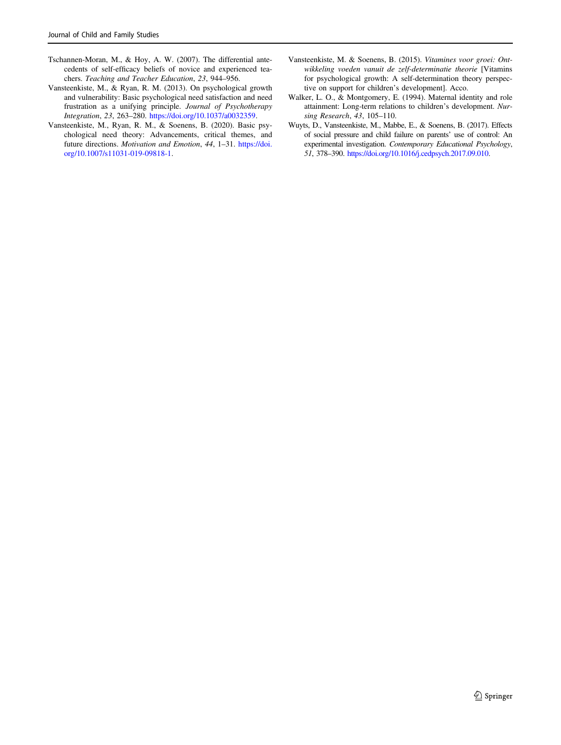Tschannen-Moran, M., & Hoy, A. W. (2007). The differential antecedents of self-efficacy beliefs of novice and experienced teachers. *Teaching and Teacher Education*, *23*, 944–956.

Vansteenkiste, M., & Ryan, R. M. (2013). On psychological growth and vulnerability: Basic psychological need satisfaction and need frustration as a unifying principle. *Journal of Psychotherapy Integration*, *23*, 263–280. https://doi.org/10.1037/a0032359.

Vansteenkiste, M., Ryan, R. M., & Soenens, B. (2020). Basic psychological need theory: Advancements, critical themes, and future directions. *Motivation and Emotion*, *44*, 1–31. https://doi.org/10.1007/s11031-019-09818-1.

Vansteenkiste, M. & Soenens, B. (2015). *Vitamines voor groei: Ontwikkeling voeden vanuit de zelf-determinatie theorie* [Vitamins for psychological growth: A self-determination theory perspective on support for children's development]. Acco.

Walker, L. O., & Montgomery, E. (1994). Maternal identity and role attainment: Long-term relations to children's development. *Nursing Research*, *43*, 105–110.

Wuyts, D., Vansteenkiste, M., Mabbe, E., & Soenens, B. (2017). Effects of social pressure and child failure on parents' use of control: An experimental investigation. *Contemporary Educational Psychology*, *51*, 378–390. https://doi.org/10.1016/j.cedpsych.2017.09.010.